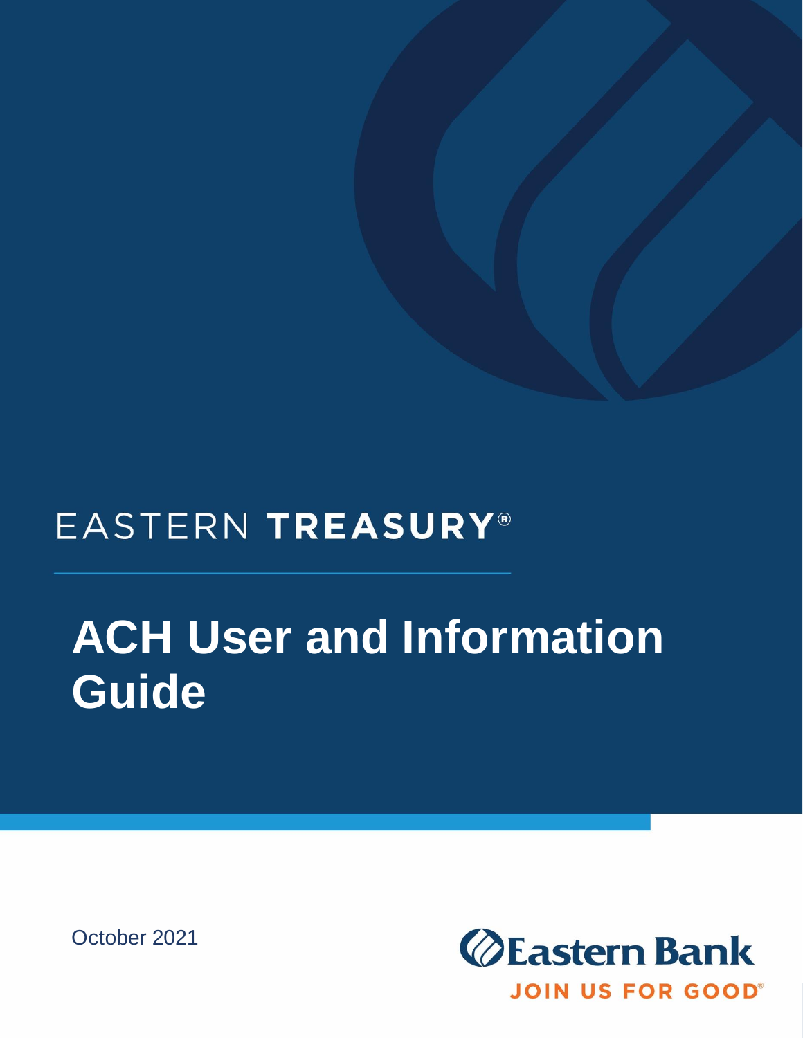EASTERN **TREASURY**®

# ACH User and Information Guide

October 2021

Eastern Bank

JOIN US FOR GOOD®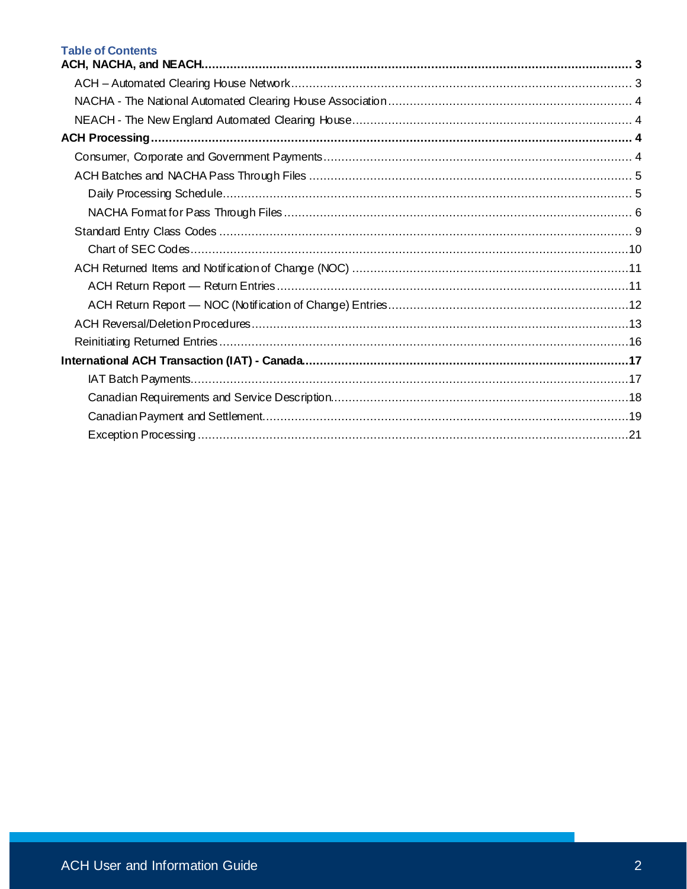**Table of Contents**

**ACH, NACHA, and NEACH** .......... **3**

- ACH – Automated Clearing House Network .......... 3
- NACHA - The National Automated Clearing House Association .......... 4
- NEACH - The New England Automated Clearing House .......... 4

**ACH Processing** .......... **4**

- Consumer, Corporate and Government Payments .......... 4
- ACH Batches and NACHA Pass Through Files .......... 5
  - Daily Processing Schedule .......... 5
  - NACHA Format for Pass Through Files .......... 6
- Standard Entry Class Codes .......... 9
  - Chart of SEC Codes .......... 10
- ACH Returned Items and Notification of Change (NOC) .......... 11
  - ACH Return Report — Return Entries .......... 11
  - ACH Return Report — NOC (Notification of Change) Entries .......... 12
- ACH Reversal/Deletion Procedures .......... 13
- Reinitiating Returned Entries .......... 16

**International ACH Transaction (IAT) - Canada** .......... **17**

- IAT Batch Payments .......... 17
- Canadian Requirements and Service Description .......... 18
- Canadian Payment and Settlement .......... 19
- Exception Processing .......... 21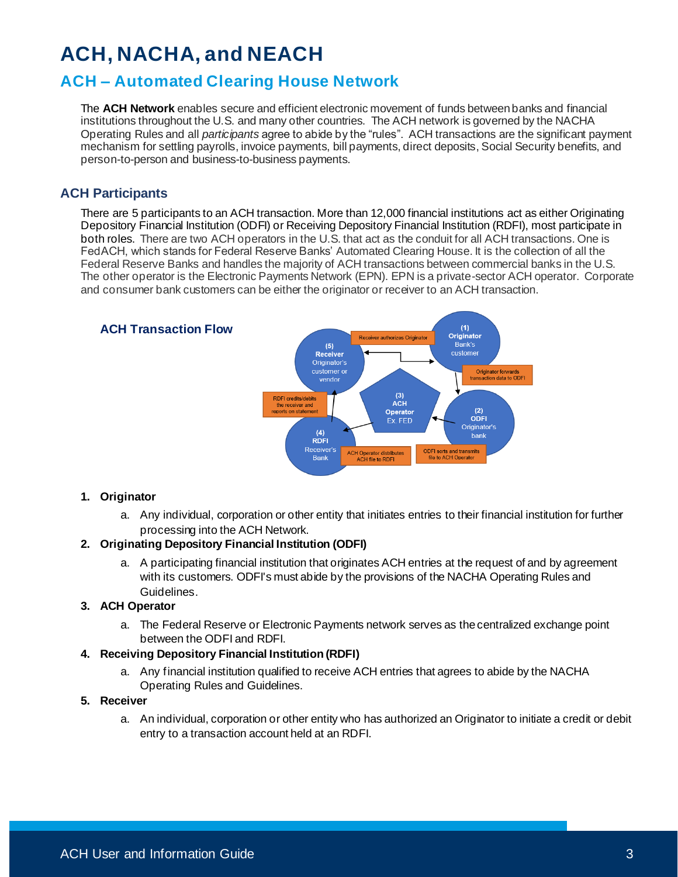# ACH, NACHA, and NEACH

## ACH – Automated Clearing House Network

The **ACH Network** enables secure and efficient electronic movement of funds between banks and financial institutions throughout the U.S. and many other countries. The ACH network is governed by the NACHA Operating Rules and all *participants* agree to abide by the "rules". ACH transactions are the significant payment mechanism for settling payrolls, invoice payments, bill payments, direct deposits, Social Security benefits, and person-to-person and business-to-business payments.

### ACH Participants

There are 5 participants to an ACH transaction. More than 12,000 financial institutions act as either Originating Depository Financial Institution (ODFI) or Receiving Depository Financial Institution (RDFI), most participate in both roles. There are two ACH operators in the U.S. that act as the conduit for all ACH transactions. One is FedACH, which stands for Federal Reserve Banks' Automated Clearing House. It is the collection of all the Federal Reserve Banks and handles the majority of ACH transactions between commercial banks in the U.S. The other operator is the Electronic Payments Network (EPN). EPN is a private-sector ACH operator. Corporate and consumer bank customers can be either the originator or receiver to an ACH transaction.

#### ACH Transaction Flow

(1) Originator Bank's customer

Receiver authorizes Originator

(5) Receiver Originator's customer or vendor

Originator forwards transaction data to ODFI

(2) ODFI Originator's bank

ODFI sorts and transmits file to ACH Operator

(3) ACH Operator Ex. FED

ACH Operator distributes ACH file to RDFI

(4) RDFI Receiver's Bank

RDFI credits/debits the receiver and reports on statement

1. **Originator**
   a. Any individual, corporation or other entity that initiates entries to their financial institution for further processing into the ACH Network.
2. **Originating Depository Financial Institution (ODFI)**
   a. A participating financial institution that originates ACH entries at the request of and by agreement with its customers. ODFI's must abide by the provisions of the NACHA Operating Rules and Guidelines.
3. **ACH Operator**
   a. The Federal Reserve or Electronic Payments network serves as the centralized exchange point between the ODFI and RDFI.
4. **Receiving Depository Financial Institution (RDFI)**
   a. Any financial institution qualified to receive ACH entries that agrees to abide by the NACHA Operating Rules and Guidelines.
5. **Receiver**
   a. An individual, corporation or other entity who has authorized an Originator to initiate a credit or debit entry to a transaction account held at an RDFI.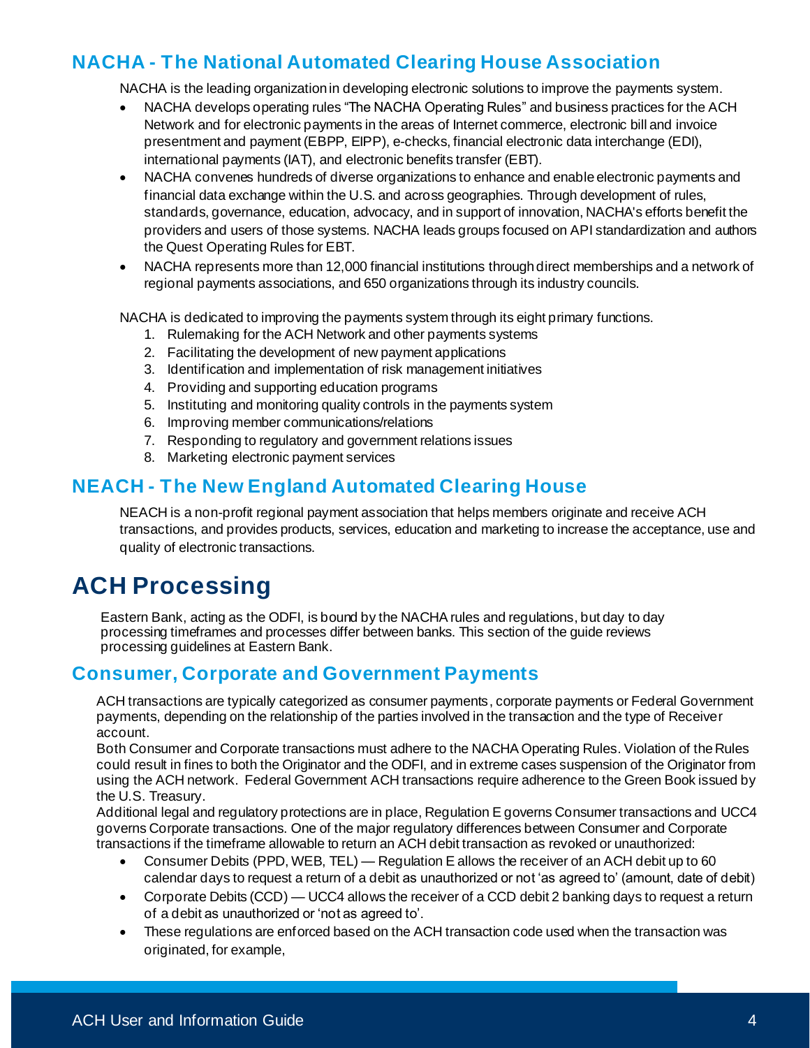## NACHA - The National Automated Clearing House Association

NACHA is the leading organization in developing electronic solutions to improve the payments system.

- NACHA develops operating rules "The NACHA Operating Rules" and business practices for the ACH Network and for electronic payments in the areas of Internet commerce, electronic bill and invoice presentment and payment (EBPP, EIPP), e-checks, financial electronic data interchange (EDI), international payments (IAT), and electronic benefits transfer (EBT).
- NACHA convenes hundreds of diverse organizations to enhance and enable electronic payments and financial data exchange within the U.S. and across geographies. Through development of rules, standards, governance, education, advocacy, and in support of innovation, NACHA's efforts benefit the providers and users of those systems. NACHA leads groups focused on API standardization and authors the Quest Operating Rules for EBT.
- NACHA represents more than 12,000 financial institutions through direct memberships and a network of regional payments associations, and 650 organizations through its industry councils.

NACHA is dedicated to improving the payments system through its eight primary functions.

1. Rulemaking for the ACH Network and other payments systems
2. Facilitating the development of new payment applications
3. Identification and implementation of risk management initiatives
4. Providing and supporting education programs
5. Instituting and monitoring quality controls in the payments system
6. Improving member communications/relations
7. Responding to regulatory and government relations issues
8. Marketing electronic payment services

## NEACH - The New England Automated Clearing House

NEACH is a non-profit regional payment association that helps members originate and receive ACH transactions, and provides products, services, education and marketing to increase the acceptance, use and quality of electronic transactions.

# ACH Processing

Eastern Bank, acting as the ODFI, is bound by the NACHA rules and regulations, but day to day processing timeframes and processes differ between banks. This section of the guide reviews processing guidelines at Eastern Bank.

## Consumer, Corporate and Government Payments

ACH transactions are typically categorized as consumer payments, corporate payments or Federal Government payments, depending on the relationship of the parties involved in the transaction and the type of Receiver account.

Both Consumer and Corporate transactions must adhere to the NACHA Operating Rules. Violation of the Rules could result in fines to both the Originator and the ODFI, and in extreme cases suspension of the Originator from using the ACH network. Federal Government ACH transactions require adherence to the Green Book issued by the U.S. Treasury.

Additional legal and regulatory protections are in place, Regulation E governs Consumer transactions and UCC4 governs Corporate transactions. One of the major regulatory differences between Consumer and Corporate transactions if the timeframe allowable to return an ACH debit transaction as revoked or unauthorized:

- Consumer Debits (PPD, WEB, TEL) — Regulation E allows the receiver of an ACH debit up to 60 calendar days to request a return of a debit as unauthorized or not 'as agreed to' (amount, date of debit)
- Corporate Debits (CCD) — UCC4 allows the receiver of a CCD debit 2 banking days to request a return of a debit as unauthorized or 'not as agreed to'.
- These regulations are enforced based on the ACH transaction code used when the transaction was originated, for example,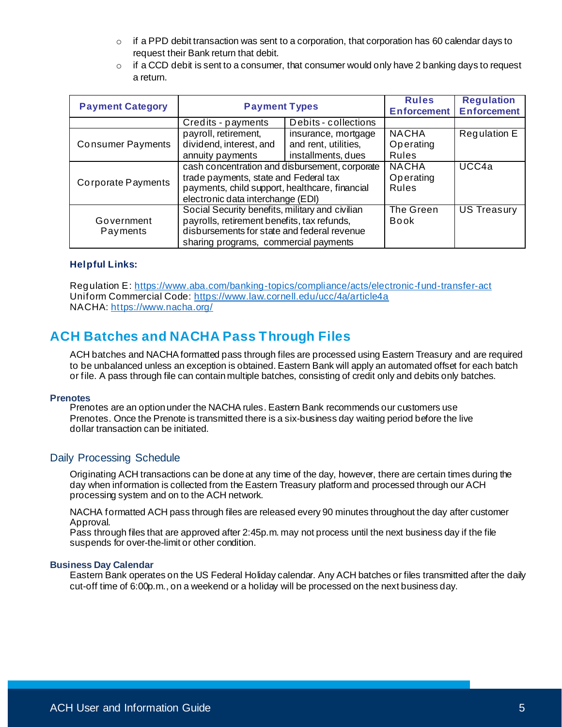- if a PPD debit transaction was sent to a corporation, that corporation has 60 calendar days to request their Bank return that debit.
- if a CCD debit is sent to a consumer, that consumer would only have 2 banking days to request a return.

| Payment Category | Payment Types | | Rules Enforcement | Regulation Enforcement |
|---|---|---|---|---|
| | Credits - payments | Debits - collections | | |
| Consumer Payments | payroll, retirement, dividend, interest, and annuity payments | insurance, mortgage and rent, utilities, installments, dues | NACHA Operating Rules | Regulation E |
| Corporate Payments | cash concentration and disbursement, corporate trade payments, state and Federal tax payments, child support, healthcare, financial electronic data interchange (EDI) | | NACHA Operating Rules | UCC4a |
| Government Payments | Social Security benefits, military and civilian payrolls, retirement benefits, tax refunds, disbursements for state and federal revenue sharing programs, commercial payments | | The Green Book | US Treasury |

**Helpful Links:**

Regulation E: https://www.aba.com/banking-topics/compliance/acts/electronic-fund-transfer-act
Uniform Commercial Code: https://www.law.cornell.edu/ucc/4a/article4a
NACHA: https://www.nacha.org/

## ACH Batches and NACHA Pass Through Files

ACH batches and NACHA formatted pass through files are processed using Eastern Treasury and are required to be unbalanced unless an exception is obtained. Eastern Bank will apply an automated offset for each batch or file. A pass through file can contain multiple batches, consisting of credit only and debits only batches.

#### Prenotes

Prenotes are an option under the NACHA rules. Eastern Bank recommends our customers use Prenotes. Once the Prenote is transmitted there is a six-business day waiting period before the live dollar transaction can be initiated.

### Daily Processing Schedule

Originating ACH transactions can be done at any time of the day, however, there are certain times during the day when information is collected from the Eastern Treasury platform and processed through our ACH processing system and on to the ACH network.

NACHA formatted ACH pass through files are released every 90 minutes throughout the day after customer Approval.
Pass through files that are approved after 2:45p.m. may not process until the next business day if the file suspends for over-the-limit or other condition.

#### Business Day Calendar

Eastern Bank operates on the US Federal Holiday calendar. Any ACH batches or files transmitted after the daily cut-off time of 6:00p.m., on a weekend or a holiday will be processed on the next business day.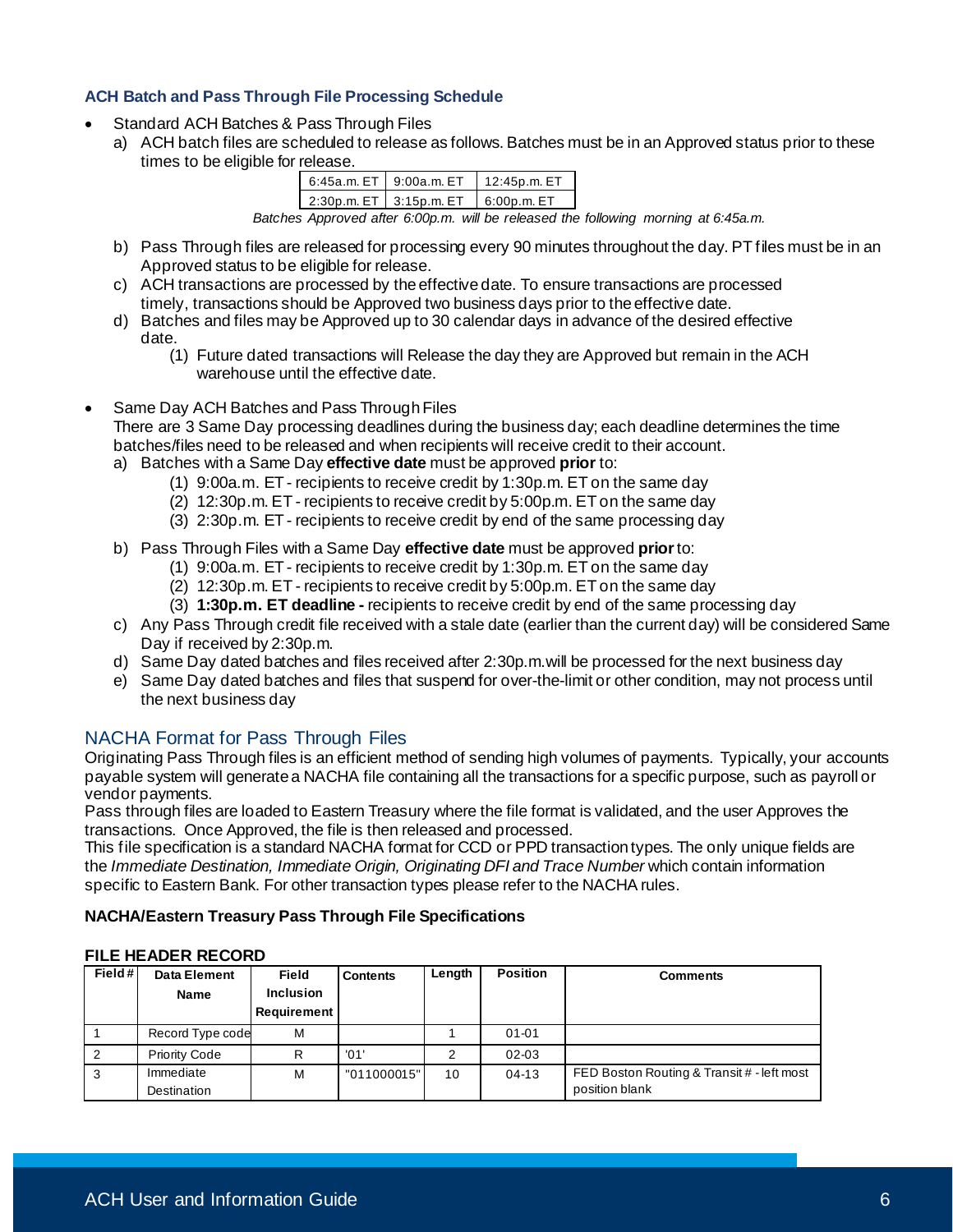### ACH Batch and Pass Through File Processing Schedule

- Standard ACH Batches & Pass Through Files
  a) ACH batch files are scheduled to release as follows. Batches must be in an Approved status prior to these times to be eligible for release.

| | | |
|---|---|---|
| 6:45a.m. ET | 9:00a.m. ET | 12:45p.m. ET |
| 2:30p.m. ET | 3:15p.m. ET | 6:00p.m. ET |

*Batches Approved after 6:00p.m. will be released the following morning at 6:45a.m.*

  b) Pass Through files are released for processing every 90 minutes throughout the day. PT files must be in an Approved status to be eligible for release.
  c) ACH transactions are processed by the effective date. To ensure transactions are processed timely, transactions should be Approved two business days prior to the effective date.
  d) Batches and files may be Approved up to 30 calendar days in advance of the desired effective date.
     (1) Future dated transactions will Release the day they are Approved but remain in the ACH warehouse until the effective date.

- Same Day ACH Batches and Pass Through Files
  There are 3 Same Day processing deadlines during the business day; each deadline determines the time batches/files need to be released and when recipients will receive credit to their account.
  a) Batches with a Same Day **effective date** must be approved **prior** to:
     (1) 9:00a.m. ET - recipients to receive credit by 1:30p.m. ET on the same day
     (2) 12:30p.m. ET - recipients to receive credit by 5:00p.m. ET on the same day
     (3) 2:30p.m. ET - recipients to receive credit by end of the same processing day
  b) Pass Through Files with a Same Day **effective date** must be approved **prior** to:
     (1) 9:00a.m. ET - recipients to receive credit by 1:30p.m. ET on the same day
     (2) 12:30p.m. ET - recipients to receive credit by 5:00p.m. ET on the same day
     (3) **1:30p.m. ET deadline -** recipients to receive credit by end of the same processing day
  c) Any Pass Through credit file received with a stale date (earlier than the current day) will be considered Same Day if received by 2:30p.m.
  d) Same Day dated batches and files received after 2:30p.m. will be processed for the next business day
  e) Same Day dated batches and files that suspend for over-the-limit or other condition, may not process until the next business day

## NACHA Format for Pass Through Files

Originating Pass Through files is an efficient method of sending high volumes of payments. Typically, your accounts payable system will generate a NACHA file containing all the transactions for a specific purpose, such as payroll or vendor payments.

Pass through files are loaded to Eastern Treasury where the file format is validated, and the user Approves the transactions. Once Approved, the file is then released and processed.

This file specification is a standard NACHA format for CCD or PPD transaction types. The only unique fields are the *Immediate Destination, Immediate Origin, Originating DFI and Trace Number* which contain information specific to Eastern Bank. For other transaction types please refer to the NACHA rules.

**NACHA/Eastern Treasury Pass Through File Specifications**

**FILE HEADER RECORD**

| Field # | Data Element Name | Field Inclusion Requirement | Contents | Length | Position | Comments |
|---|---|---|---|---|---|---|
| 1 | Record Type code | M | | 1 | 01-01 | |
| 2 | Priority Code | R | '01' | 2 | 02-03 | |
| 3 | Immediate Destination | M | "011000015" | 10 | 04-13 | FED Boston Routing & Transit # - left most position blank |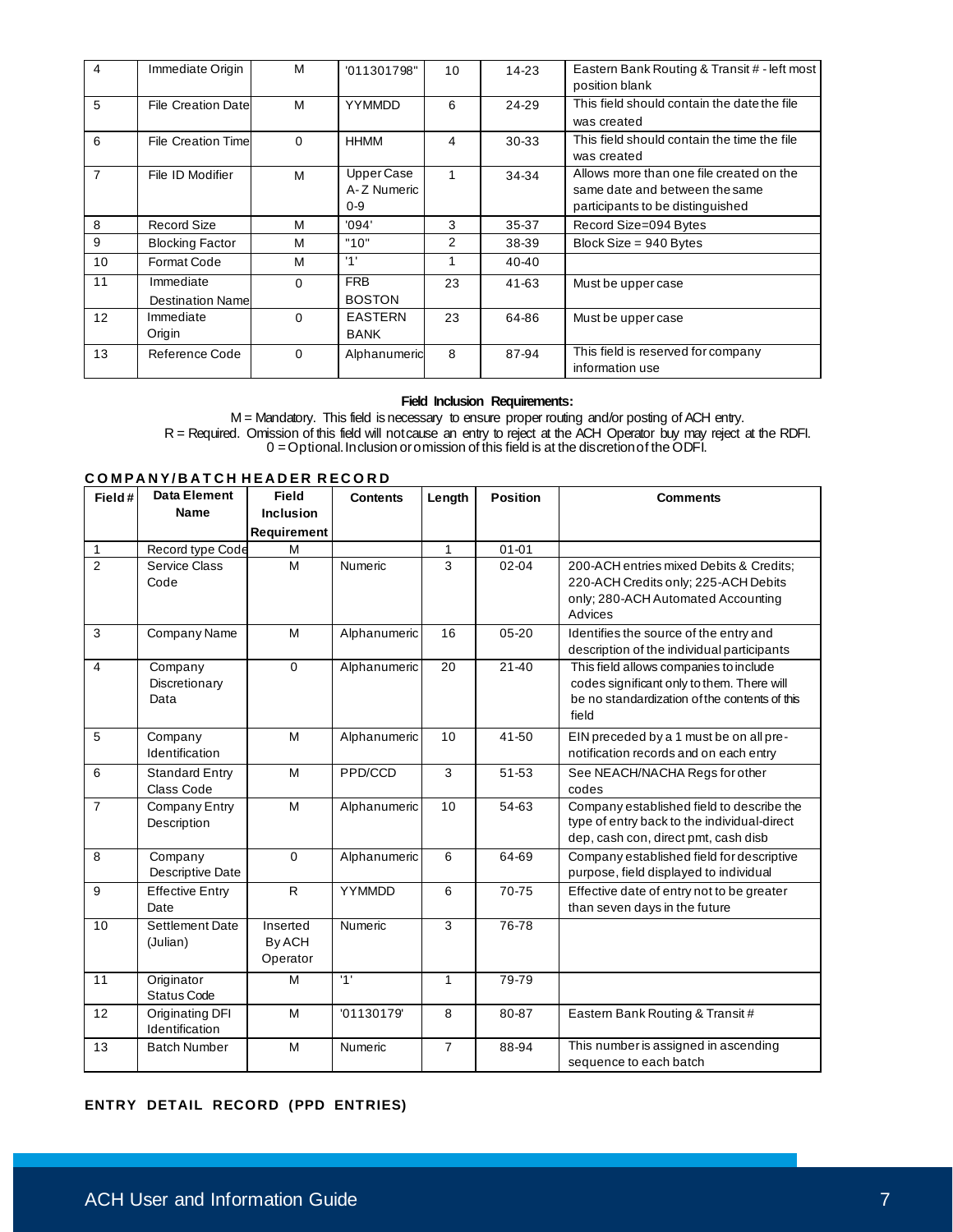| 4 | Immediate Origin | M | '011301798" | 10 | 14-23 | Eastern Bank Routing & Transit # - left most position blank |
|---|---|---|---|---|---|---|
| 5 | File Creation Date | M | YYMMDD | 6 | 24-29 | This field should contain the date the file was created |
| 6 | File Creation Time | 0 | HHMM | 4 | 30-33 | This field should contain the time the file was created |
| 7 | File ID Modifier | M | Upper Case A-Z Numeric 0-9 | 1 | 34-34 | Allows more than one file created on the same date and between the same participants to be distinguished |
| 8 | Record Size | M | '094' | 3 | 35-37 | Record Size=094 Bytes |
| 9 | Blocking Factor | M | "10" | 2 | 38-39 | Block Size = 940 Bytes |
| 10 | Format Code | M | '1' | 1 | 40-40 | |
| 11 | Immediate Destination Name | 0 | FRB BOSTON | 23 | 41-63 | Must be upper case |
| 12 | Immediate Origin | 0 | EASTERN BANK | 23 | 64-86 | Must be upper case |
| 13 | Reference Code | 0 | Alphanumeric | 8 | 87-94 | This field is reserved for company information use |

**Field Inclusion Requirements:**

M = Mandatory. This field is necessary to ensure proper routing and/or posting of ACH entry.
R = Required. Omission of this field will not cause an entry to reject at the ACH Operator buy may reject at the RDFI.
0 = Optional. Inclusion or omission of this field is at the discretion of the ODFI.

**COMPANY/BATCH HEADER RECORD**

| Field # | Data Element Name | Field Inclusion Requirement | Contents | Length | Position | Comments |
|---|---|---|---|---|---|---|
| 1 | Record type Code | M | | 1 | 01-01 | |
| 2 | Service Class Code | M | Numeric | 3 | 02-04 | 200-ACH entries mixed Debits & Credits; 220-ACH Credits only; 225-ACH Debits only; 280-ACH Automated Accounting Advices |
| 3 | Company Name | M | Alphanumeric | 16 | 05-20 | Identifies the source of the entry and description of the individual participants |
| 4 | Company Discretionary Data | 0 | Alphanumeric | 20 | 21-40 | This field allows companies to include codes significant only to them. There will be no standardization of the contents of this field |
| 5 | Company Identification | M | Alphanumeric | 10 | 41-50 | EIN preceded by a 1 must be on all pre-notification records and on each entry |
| 6 | Standard Entry Class Code | M | PPD/CCD | 3 | 51-53 | See NEACH/NACHA Regs for other codes |
| 7 | Company Entry Description | M | Alphanumeric | 10 | 54-63 | Company established field to describe the type of entry back to the individual-direct dep, cash con, direct pmt, cash disb |
| 8 | Company Descriptive Date | 0 | Alphanumeric | 6 | 64-69 | Company established field for descriptive purpose, field displayed to individual |
| 9 | Effective Entry Date | R | YYMMDD | 6 | 70-75 | Effective date of entry not to be greater than seven days in the future |
| 10 | Settlement Date (Julian) | Inserted By ACH Operator | Numeric | 3 | 76-78 | |
| 11 | Originator Status Code | M | '1' | 1 | 79-79 | |
| 12 | Originating DFI Identification | M | '01130179' | 8 | 80-87 | Eastern Bank Routing & Transit # |
| 13 | Batch Number | M | Numeric | 7 | 88-94 | This number is assigned in ascending sequence to each batch |

**ENTRY DETAIL RECORD (PPD ENTRIES)**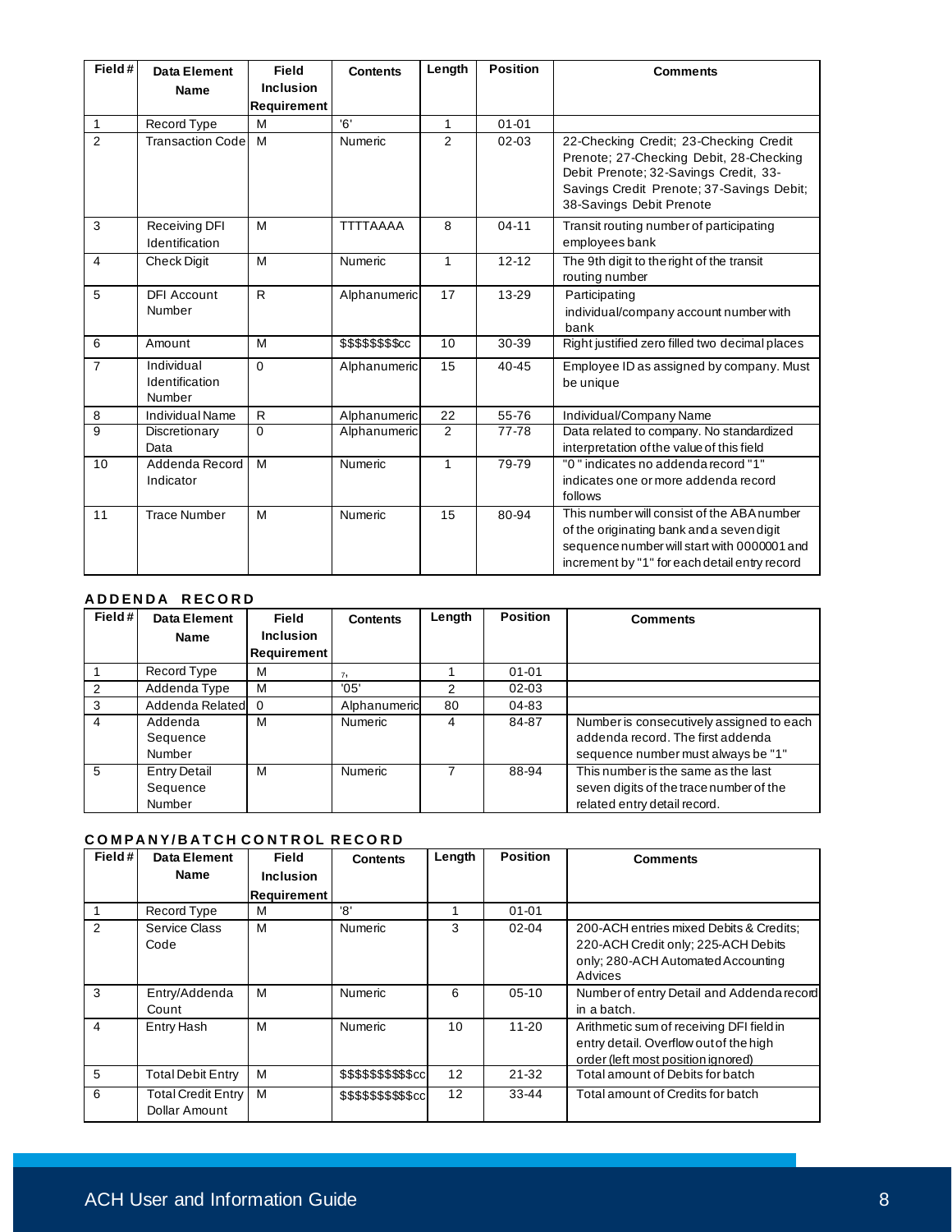| Field # | Data Element Name | Field Inclusion Requirement | Contents | Length | Position | Comments |
|---|---|---|---|---|---|---|
| 1 | Record Type | M | '6' | 1 | 01-01 | |
| 2 | Transaction Code | M | Numeric | 2 | 02-03 | 22-Checking Credit; 23-Checking Credit Prenote; 27-Checking Debit, 28-Checking Debit Prenote; 32-Savings Credit, 33-Savings Credit Prenote; 37-Savings Debit; 38-Savings Debit Prenote |
| 3 | Receiving DFI Identification | M | TTTTAAAA | 8 | 04-11 | Transit routing number of participating employees bank |
| 4 | Check Digit | M | Numeric | 1 | 12-12 | The 9th digit to the right of the transit routing number |
| 5 | DFI Account Number | R | Alphanumeric | 17 | 13-29 | Participating individual/company account number with bank |
| 6 | Amount | M | $$$$$$$$cc | 10 | 30-39 | Right justified zero filled two decimal places |
| 7 | Individual Identification Number | 0 | Alphanumeric | 15 | 40-45 | Employee ID as assigned by company. Must be unique |
| 8 | Individual Name | R | Alphanumeric | 22 | 55-76 | Individual/Company Name |
| 9 | Discretionary Data | 0 | Alphanumeric | 2 | 77-78 | Data related to company. No standardized interpretation of the value of this field |
| 10 | Addenda Record Indicator | M | Numeric | 1 | 79-79 | "0 " indicates no addenda record "1" indicates one or more addenda record follows |
| 11 | Trace Number | M | Numeric | 15 | 80-94 | This number will consist of the ABA number of the originating bank and a seven digit sequence number will start with 0000001 and increment by "1" for each detail entry record |

## ADDENDA RECORD

| Field # | Data Element Name | Field Inclusion Requirement | Contents | Length | Position | Comments |
|---|---|---|---|---|---|---|
| 1 | Record Type | M | 7, | 1 | 01-01 | |
| 2 | Addenda Type | M | '05' | 2 | 02-03 | |
| 3 | Addenda Related | 0 | Alphanumeric | 80 | 04-83 | |
| 4 | Addenda Sequence Number | M | Numeric | 4 | 84-87 | Number is consecutively assigned to each addenda record. The first addenda sequence number must always be "1" |
| 5 | Entry Detail Sequence Number | M | Numeric | 7 | 88-94 | This number is the same as the last seven digits of the trace number of the related entry detail record. |

## COMPANY/BATCH CONTROL RECORD

| Field # | Data Element Name | Field Inclusion Requirement | Contents | Length | Position | Comments |
|---|---|---|---|---|---|---|
| 1 | Record Type | M | '8' | 1 | 01-01 | |
| 2 | Service Class Code | M | Numeric | 3 | 02-04 | 200-ACH entries mixed Debits & Credits; 220-ACH Credit only; 225-ACH Debits only; 280-ACH Automated Accounting Advices |
| 3 | Entry/Addenda Count | M | Numeric | 6 | 05-10 | Number of entry Detail and Addenda record in a batch. |
| 4 | Entry Hash | M | Numeric | 10 | 11-20 | Arithmetic sum of receiving DFI field in entry detail. Overflow out of the high order (left most position ignored) |
| 5 | Total Debit Entry | M | $$$$$$$$$$cc | 12 | 21-32 | Total amount of Debits for batch |
| 6 | Total Credit Entry Dollar Amount | M | $$$$$$$$$$cc | 12 | 33-44 | Total amount of Credits for batch |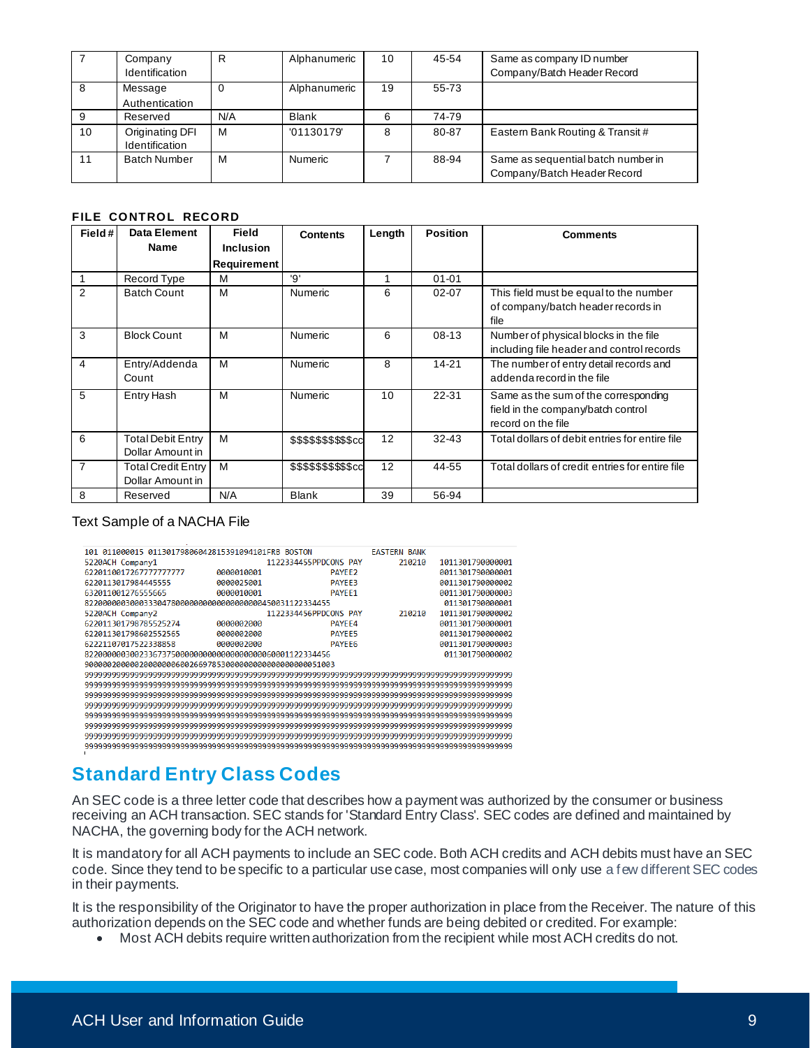| 7 | Company Identification | R | Alphanumeric | 10 | 45-54 | Same as company ID number Company/Batch Header Record |
|---|---|---|---|---|---|---|
| 8 | Message Authentication | 0 | Alphanumeric | 19 | 55-73 | |
| 9 | Reserved | N/A | Blank | 6 | 74-79 | |
| 10 | Originating DFI Identification | M | '01130179' | 8 | 80-87 | Eastern Bank Routing & Transit # |
| 11 | Batch Number | M | Numeric | 7 | 88-94 | Same as sequential batch number in Company/Batch Header Record |

**FILE CONTROL RECORD**

| Field # | Data Element Name | Field Inclusion Requirement | Contents | Length | Position | Comments |
|---|---|---|---|---|---|---|
| 1 | Record Type | M | '9' | 1 | 01-01 | |
| 2 | Batch Count | M | Numeric | 6 | 02-07 | This field must be equal to the number of company/batch header records in file |
| 3 | Block Count | M | Numeric | 6 | 08-13 | Number of physical blocks in the file including file header and control records |
| 4 | Entry/Addenda Count | M | Numeric | 8 | 14-21 | The number of entry detail records and addenda record in the file |
| 5 | Entry Hash | M | Numeric | 10 | 22-31 | Same as the sum of the corresponding field in the company/batch control record on the file |
| 6 | Total Debit Entry Dollar Amount in | M | $$$$$$$$$$cc | 12 | 32-43 | Total dollars of debit entries for entire file |
| 7 | Total Credit Entry Dollar Amount in | M | $$$$$$$$$$cc | 12 | 44-55 | Total dollars of credit entries for entire file |
| 8 | Reserved | N/A | Blank | 39 | 56-94 | |

Text Sample of a NACHA File

```
101 011000015 0113017980604281539109410lFRB BOSTON              EASTERN BANK
5220ACH Company1                        1122334455PPDCONS PAY      210210    1011301790000001
622011001726777777777       0000010001              PAYEE2                   0011301790000001
6220113017984445555         0000025001              PAYEE3                   0011301790000002
632011001276555665          0000010001              PAYEE1                   0011301790000003
822000000300033304780000000000000000000450031122334455                        011301790000001
5220ACH Company2                        1122334456PPDCONS PAY      210210    1011301790000002
62201130179878552527 4      0000002000              PAYEE4                   0011301790000001
6220113017986025525 65      0000002000              PAYEE5                   0011301790000002
62221107017522338858        0000002000              PAYEE6                   0011301790000003
822000000300233673750000000000000000000060001122334456                        011301790000002
9000002000002000000060026697853000000000000000000051003
9999999999999999999999999999999999999999999999999999999999999999999999999999999999999999999999
9999999999999999999999999999999999999999999999999999999999999999999999999999999999999999999999
9999999999999999999999999999999999999999999999999999999999999999999999999999999999999999999999
9999999999999999999999999999999999999999999999999999999999999999999999999999999999999999999999
9999999999999999999999999999999999999999999999999999999999999999999999999999999999999999999999
9999999999999999999999999999999999999999999999999999999999999999999999999999999999999999999999
9999999999999999999999999999999999999999999999999999999999999999999999999999999999999999999999
9999999999999999999999999999999999999999999999999999999999999999999999999999999999999999999999
```

## Standard Entry Class Codes

An SEC code is a three letter code that describes how a payment was authorized by the consumer or business receiving an ACH transaction. SEC stands for 'Standard Entry Class'. SEC codes are defined and maintained by NACHA, the governing body for the ACH network.

It is mandatory for all ACH payments to include an SEC code. Both ACH credits and ACH debits must have an SEC code. Since they tend to be specific to a particular use case, most companies will only use a few different SEC codes in their payments.

It is the responsibility of the Originator to have the proper authorization in place from the Receiver. The nature of this authorization depends on the SEC code and whether funds are being debited or credited. For example:

- Most ACH debits require written authorization from the recipient while most ACH credits do not.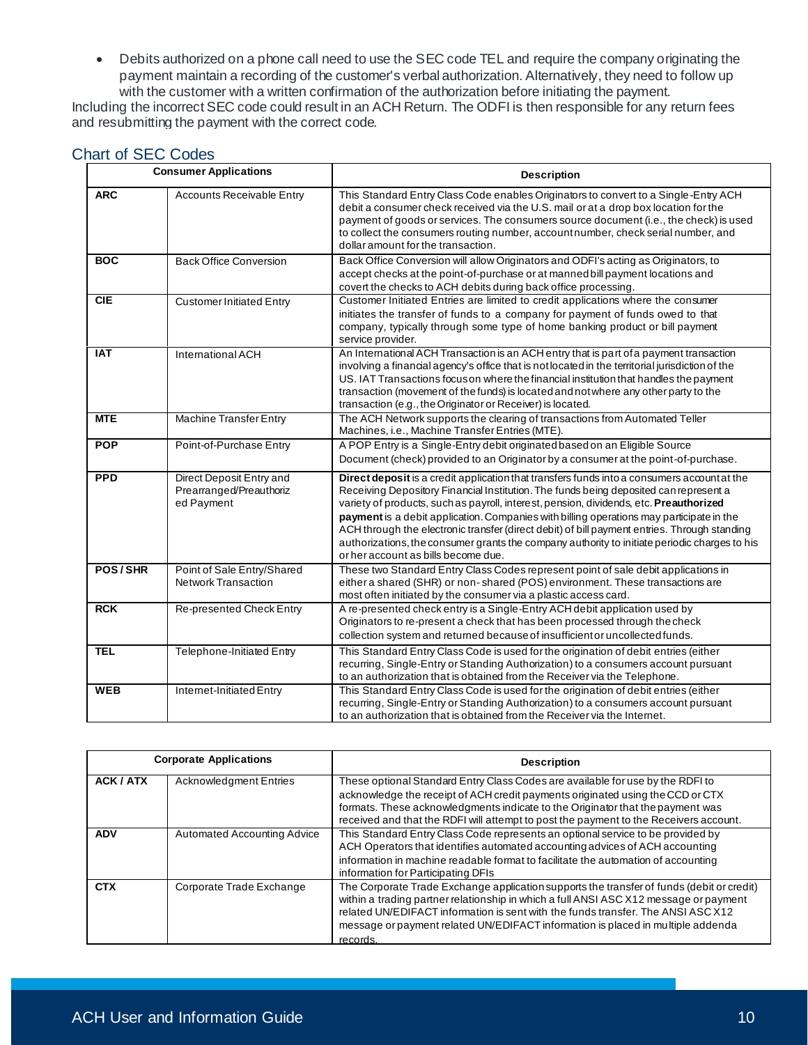- Debits authorized on a phone call need to use the SEC code TEL and require the company originating the payment maintain a recording of the customer's verbal authorization. Alternatively, they need to follow up with the customer with a written confirmation of the authorization before initiating the payment.

Including the incorrect SEC code could result in an ACH Return. The ODFI is then responsible for any return fees and resubmitting the payment with the correct code.

## Chart of SEC Codes

| Consumer Applications | | Description |
|---|---|---|
| **ARC** | Accounts Receivable Entry | This Standard Entry Class Code enables Originators to convert to a Single-Entry ACH debit a consumer check received via the U.S. mail or at a drop box location for the payment of goods or services. The consumers source document (i.e., the check) is used to collect the consumers routing number, account number, check serial number, and dollar amount for the transaction. |
| **BOC** | Back Office Conversion | Back Office Conversion will allow Originators and ODFI's acting as Originators, to accept checks at the point-of-purchase or at manned bill payment locations and covert the checks to ACH debits during back office processing. |
| **CIE** | Customer Initiated Entry | Customer Initiated Entries are limited to credit applications where the consumer initiates the transfer of funds to a company for payment of funds owed to that company, typically through some type of home banking product or bill payment service provider. |
| **IAT** | International ACH | An International ACH Transaction is an ACH entry that is part of a payment transaction involving a financial agency's office that is not located in the territorial jurisdiction of the US. IAT Transactions focus on where the financial institution that handles the payment transaction (movement of the funds) is located and not where any other party to the transaction (e.g., the Originator or Receiver) is located. |
| **MTE** | Machine Transfer Entry | The ACH Network supports the clearing of transactions from Automated Teller Machines, i.e., Machine Transfer Entries (MTE). |
| **POP** | Point-of-Purchase Entry | A POP Entry is a Single-Entry debit originated based on an Eligible Source Document (check) provided to an Originator by a consumer at the point-of-purchase. |
| **PPD** | Direct Deposit Entry and Prearranged/Preauthorized Payment | **Direct deposit** is a credit application that transfers funds into a consumers account at the Receiving Depository Financial Institution. The funds being deposited can represent a variety of products, such as payroll, interest, pension, dividends, etc. **Preauthorized payment** is a debit application. Companies with billing operations may participate in the ACH through the electronic transfer (direct debit) of bill payment entries. Through standing authorizations, the consumer grants the company authority to initiate periodic charges to his or her account as bills become due. |
| **POS / SHR** | Point of Sale Entry/Shared Network Transaction | These two Standard Entry Class Codes represent point of sale debit applications in either a shared (SHR) or non- shared (POS) environment. These transactions are most often initiated by the consumer via a plastic access card. |
| **RCK** | Re-presented Check Entry | A re-presented check entry is a Single-Entry ACH debit application used by Originators to re-present a check that has been processed through the check collection system and returned because of insufficient or uncollected funds. |
| **TEL** | Telephone-Initiated Entry | This Standard Entry Class Code is used for the origination of debit entries (either recurring, Single-Entry or Standing Authorization) to a consumers account pursuant to an authorization that is obtained from the Receiver via the Telephone. |
| **WEB** | Internet-Initiated Entry | This Standard Entry Class Code is used for the origination of debit entries (either recurring, Single-Entry or Standing Authorization) to a consumers account pursuant to an authorization that is obtained from the Receiver via the Internet. |

| Corporate Applications | | Description |
|---|---|---|
| **ACK / ATX** | Acknowledgment Entries | These optional Standard Entry Class Codes are available for use by the RDFI to acknowledge the receipt of ACH credit payments originated using the CCD or CTX formats. These acknowledgments indicate to the Originator that the payment was received and that the RDFI will attempt to post the payment to the Receivers account. |
| **ADV** | Automated Accounting Advice | This Standard Entry Class Code represents an optional service to be provided by ACH Operators that identifies automated accounting advices of ACH accounting information in machine readable format to facilitate the automation of accounting information for Participating DFIs |
| **CTX** | Corporate Trade Exchange | The Corporate Trade Exchange application supports the transfer of funds (debit or credit) within a trading partner relationship in which a full ANSI ASC X12 message or payment related UN/EDIFACT information is sent with the funds transfer. The ANSI ASC X12 message or payment related UN/EDIFACT information is placed in multiple addenda records. |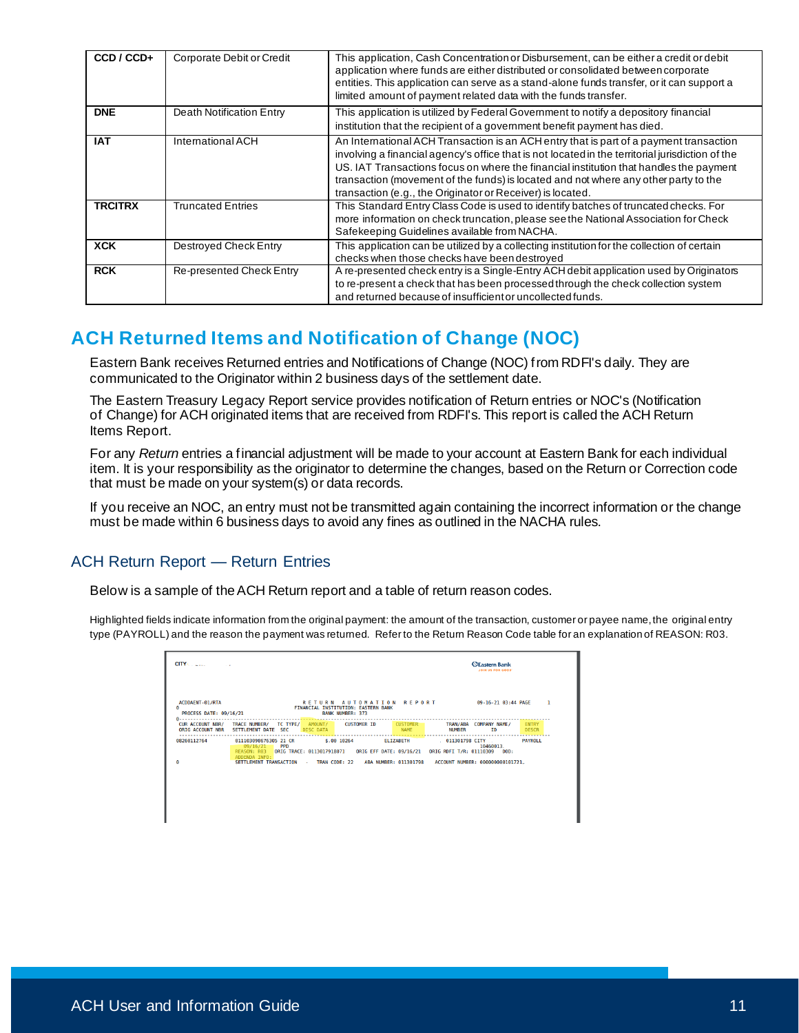| CCD / CCD+ | Corporate Debit or Credit | This application, Cash Concentration or Disbursement, can be either a credit or debit application where funds are either distributed or consolidated between corporate entities. This application can serve as a stand-alone funds transfer, or it can support a limited amount of payment related data with the funds transfer. |
|---|---|---|
| **DNE** | Death Notification Entry | This application is utilized by Federal Government to notify a depository financial institution that the recipient of a government benefit payment has died. |
| **IAT** | International ACH | An International ACH Transaction is an ACH entry that is part of a payment transaction involving a financial agency's office that is not located in the territorial jurisdiction of the US. IAT Transactions focus on where the financial institution that handles the payment transaction (movement of the funds) is located and not where any other party to the transaction (e.g., the Originator or Receiver) is located. |
| **TRCITRX** | Truncated Entries | This Standard Entry Class Code is used to identify batches of truncated checks. For more information on check truncation, please see the National Association for Check Safekeeping Guidelines available from NACHA. |
| **XCK** | Destroyed Check Entry | This application can be utilized by a collecting institution for the collection of certain checks when those checks have been destroyed |
| **RCK** | Re-presented Check Entry | A re-presented check entry is a Single-Entry ACH debit application used by Originators to re-present a check that has been processed through the check collection system and returned because of insufficient or uncollected funds. |

## ACH Returned Items and Notification of Change (NOC)

Eastern Bank receives Returned entries and Notifications of Change (NOC) from RDFI's daily. They are communicated to the Originator within 2 business days of the settlement date.

The Eastern Treasury Legacy Report service provides notification of Return entries or NOC's (Notification of Change) for ACH originated items that are received from RDFI's. This report is called the ACH Return Items Report.

For any *Return* entries a financial adjustment will be made to your account at Eastern Bank for each individual item. It is your responsibility as the originator to determine the changes, based on the Return or Correction code that must be made on your system(s) or data records.

If you receive an NOC, an entry must not be transmitted again containing the incorrect information or the change must be made within 6 business days to avoid any fines as outlined in the NACHA rules.

### ACH Return Report — Return Entries

Below is a sample of the ACH Return report and a table of return reason codes.

Highlighted fields indicate information from the original payment: the amount of the transaction, customer or payee name, the original entry type (PAYROLL) and the reason the payment was returned. Refer to the Return Reason Code table for an explanation of REASON: R03.

```
CITY                                                                          Eastern Bank

ACODAENT-01/RTA                  R E T U R N   A U T O M A T I O N   R E P O R T        09-16-21 03:44 PAGE   1
0                                FINANCIAL INSTITUTION: EASTERN BANK
  PROCESS DATE: 09/16/21                   BANK NUMBER: 373
0-
CUR ACCOUNT NBR/  TRACE NUMBER/    TC TYPE/  AMOUNT/    CUSTOMER ID   CUSTOMER   TRAN/ABA  COMPANY NAME/   ENTRY
ORIG ACCOUNT NBR  SETTLEMENT DATE  SEC       DISC DATA                NAME       NUMBER    ID              DESCR

08260112764       011103098676305 21 CR      $.00 10264              ELIZABETH   011301798 CITY            PAYROLL
                  09/16/21        PPD                                                      10460013
                  REASON: R03   ORIG TRACE: 011301791807I   ORIG EFF DATE: 09/16/21   ORIG RDFI T/R: 01110309   DOD:
                  ADDENDA INFO:
0                 SETTLEMENT TRANSACTION   -   TRAN CODE: 22   ABA NUMBER: 011301798   ACCOUNT NUMBER: 000000000101721
```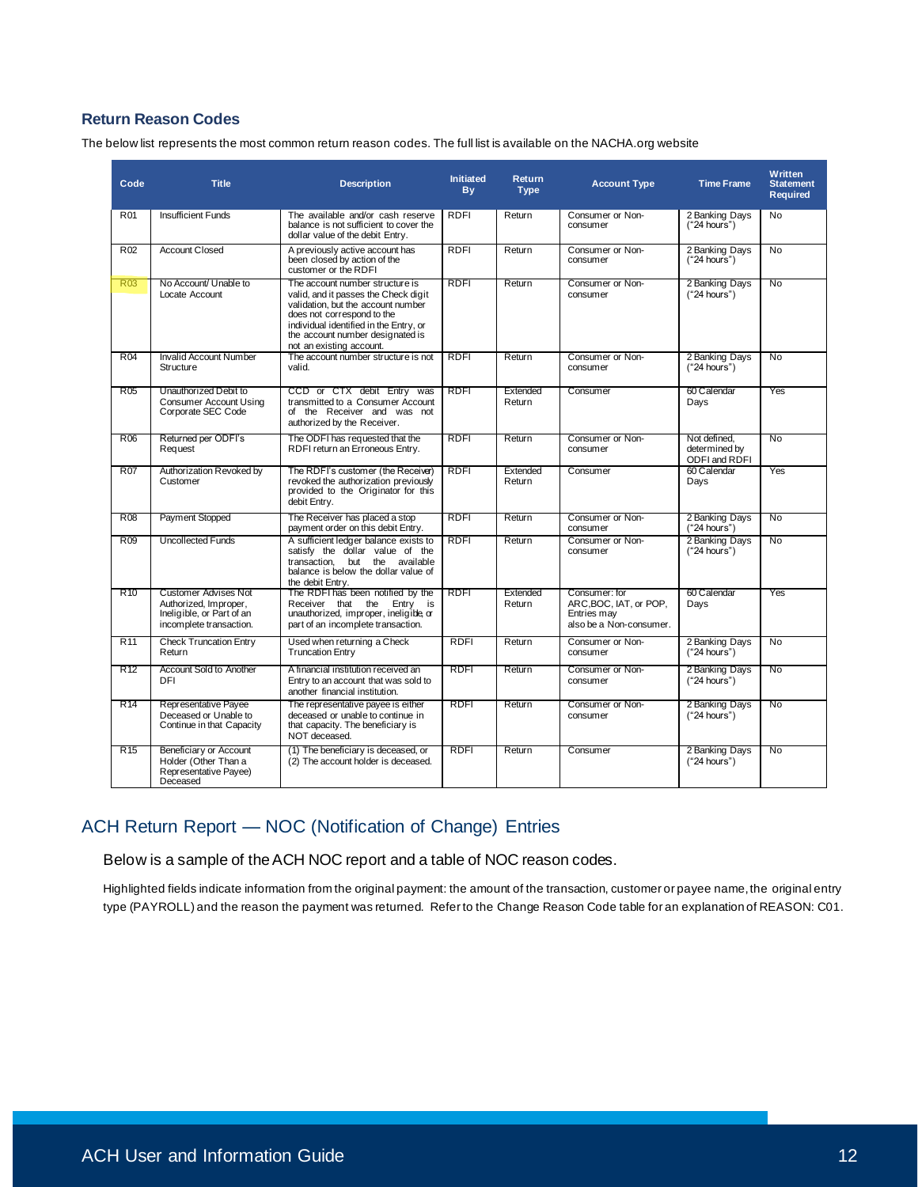### Return Reason Codes

The below list represents the most common return reason codes. The full list is available on the NACHA.org website

| Code | Title | Description | Initiated By | Return Type | Account Type | Time Frame | Written Statement Required |
|---|---|---|---|---|---|---|---|
| R01 | Insufficient Funds | The available and/or cash reserve balance is not sufficient to cover the dollar value of the debit Entry. | RDFI | Return | Consumer or Non-consumer | 2 Banking Days ("24 hours") | No |
| R02 | Account Closed | A previously active account has been closed by action of the customer or the RDFI | RDFI | Return | Consumer or Non-consumer | 2 Banking Days ("24 hours") | No |
| R03 | No Account/ Unable to Locate Account | The account number structure is valid, and it passes the Check digit validation, but the account number does not correspond to the individual identified in the Entry, or the account number designated is not an existing account. | RDFI | Return | Consumer or Non-consumer | 2 Banking Days ("24 hours") | No |
| R04 | Invalid Account Number Structure | The account number structure is not valid. | RDFI | Return | Consumer or Non-consumer | 2 Banking Days ("24 hours") | No |
| R05 | Unauthorized Debit to Consumer Account Using Corporate SEC Code | CCD or CTX debit Entry was transmitted to a Consumer Account of the Receiver and was not authorized by the Receiver. | RDFI | Extended Return | Consumer | 60 Calendar Days | Yes |
| R06 | Returned per ODFI's Request | The ODFI has requested that the RDFI return an Erroneous Entry. | RDFI | Return | Consumer or Non-consumer | Not defined, determined by ODFI and RDFI | No |
| R07 | Authorization Revoked by Customer | The RDFI's customer (the Receiver) revoked the authorization previously provided to the Originator for this debit Entry. | RDFI | Extended Return | Consumer | 60 Calendar Days | Yes |
| R08 | Payment Stopped | The Receiver has placed a stop payment order on this debit Entry. | RDFI | Return | Consumer or Non-consumer | 2 Banking Days ("24 hours") | No |
| R09 | Uncollected Funds | A sufficient ledger balance exists to satisfy the dollar value of the transaction, but the available balance is below the dollar value of the debit Entry. | RDFI | Return | Consumer or Non-consumer | 2 Banking Days ("24 hours") | No |
| R10 | Customer Advises Not Authorized, Improper, Ineligible, or Part of an incomplete transaction. | The RDFI has been notified by the Receiver that the Entry is unauthorized, improper, ineligible, or part of an incomplete transaction. | RDFI | Extended Return | Consumer: for ARC,BOC, IAT, or POP, Entries may also be a Non-consumer. | 60 Calendar Days | Yes |
| R11 | Check Truncation Entry Return | Used when returning a Check Truncation Entry | RDFI | Return | Consumer or Non-consumer | 2 Banking Days ("24 hours") | No |
| R12 | Account Sold to Another DFI | A financial institution received an Entry to an account that was sold to another financial institution. | RDFI | Return | Consumer or Non-consumer | 2 Banking Days ("24 hours") | No |
| R14 | Representative Payee Deceased or Unable to Continue in that Capacity | The representative payee is either deceased or unable to continue in that capacity. The beneficiary is NOT deceased. | RDFI | Return | Consumer or Non-consumer | 2 Banking Days ("24 hours") | No |
| R15 | Beneficiary or Account Holder (Other Than a Representative Payee) Deceased | (1) The beneficiary is deceased, or (2) The account holder is deceased. | RDFI | Return | Consumer | 2 Banking Days ("24 hours") | No |

## ACH Return Report — NOC (Notification of Change) Entries

Below is a sample of the ACH NOC report and a table of NOC reason codes.

Highlighted fields indicate information from the original payment: the amount of the transaction, customer or payee name, the original entry type (PAYROLL) and the reason the payment was returned. Refer to the Change Reason Code table for an explanation of REASON: C01.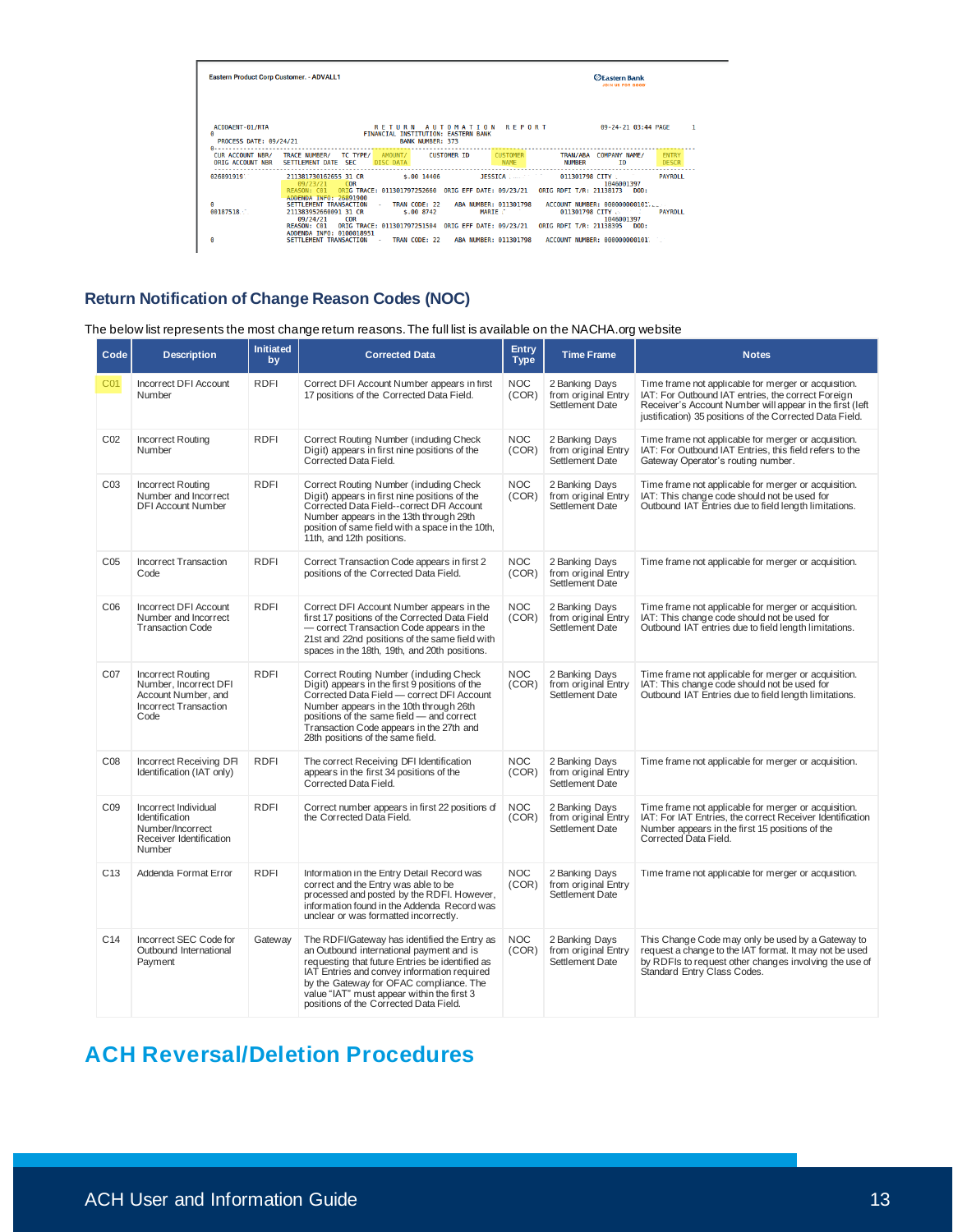Eastern Product Corp Customer. - ADVALL1

```
ACDDAENT-01/RTA                 R E T U R N   A U T O M A T I O N   R E P O R T          09-24-21 03:44 PAGE     1
0                               FINANCIAL INSTITUTION: EASTERN BANK
  PROCESS DATE: 09/24/21        BANK NUMBER: 373
0-----------------------------------------------------------------------------------------------------------------
 CUR ACCOUNT NBR/  TRACE NUMBER/    TC TYPE/  AMOUNT/     CUSTOMER ID        CUSTOMER      TRAN/ABA   COMPANY NAME/    ENTRY
 ORIG ACCOUNT NBR  SETTLEMENT DATE  SEC       DISC DATA                      NAME          NUMBER     ID               DESCR
-----------------------------------------------------------------------------------------------------------------
026891919         211381730162655 31 CR        $.00 14406          JESSICA           011301798 CITY                   PAYROLL
                  09/23/21        COR                                                            1046001397
                  REASON: C01   ORIG TRACE: 011301797252660  ORIG EFF DATE: 09/23/21  ORIG RDFI T/R: 21138173   DOD:
                  ADDENDA INFO: 26891900
0                 SETTLEMENT TRANSACTION    -   TRAN CODE: 22    ABA NUMBER: 011301798   ACCOUNT NUMBER: 000000000101
00187518          211383952668091 31 CR        $.00 8742           MARIE             011301798 CITY                   PAYROLL
                  09/24/21        COR                                                            1046001397
                  REASON: C01   ORIG TRACE: 011301797251584  ORIG EFF DATE: 09/23/21  ORIG RDFI T/R: 21138395   DOD:
                  ADDENDA INFO: 0100018951
0                 SETTLEMENT TRANSACTION    -   TRAN CODE: 22    ABA NUMBER: 011301798   ACCOUNT NUMBER: 000000000101
```

## Return Notification of Change Reason Codes (NOC)

The below list represents the most change return reasons. The full list is available on the NACHA.org website

| Code | Description | Initiated by | Corrected Data | Entry Type | Time Frame | Notes |
|---|---|---|---|---|---|---|
| C01 | Incorrect DFI Account Number | RDFI | Correct DFI Account Number appears in first 17 positions of the Corrected Data Field. | NOC (COR) | 2 Banking Days from original Entry Settlement Date | Time frame not applicable for merger or acquisition. IAT: For Outbound IAT entries, the correct Foreign Receiver's Account Number will appear in the first (left justification) 35 positions of the Corrected Data Field. |
| C02 | Incorrect Routing Number | RDFI | Correct Routing Number (including Check Digit) appears in first nine positions of the Corrected Data Field. | NOC (COR) | 2 Banking Days from original Entry Settlement Date | Time frame not applicable for merger or acquisition. IAT: For Outbound IAT Entries, this field refers to the Gateway Operator's routing number. |
| C03 | Incorrect Routing Number and Incorrect DFI Account Number | RDFI | Correct Routing Number (including Check Digit) appears in first nine positions of the Corrected Data Field--correct DFI Account Number appears in the 13th through 29th position of same field with a space in the 10th, 11th, and 12th positions. | NOC (COR) | 2 Banking Days from original Entry Settlement Date | Time frame not applicable for merger or acquisition. IAT: This change code should not be used for Outbound IAT Entries due to field length limitations. |
| C05 | Incorrect Transaction Code | RDFI | Correct Transaction Code appears in first 2 positions of the Corrected Data Field. | NOC (COR) | 2 Banking Days from original Entry Settlement Date | Time frame not applicable for merger or acquisition. |
| C06 | Incorrect DFI Account Number and Incorrect Transaction Code | RDFI | Correct DFI Account Number appears in the first 17 positions of the Corrected Data Field — correct Transaction Code appears in the 21st and 22nd positions of the same field with spaces in the 18th, 19th, and 20th positions. | NOC (COR) | 2 Banking Days from original Entry Settlement Date | Time frame not applicable for merger or acquisition. IAT: This change code should not be used for Outbound IAT entries due to field length limitations. |
| C07 | Incorrect Routing Number, Incorrect DFI Account Number, and Incorrect Transaction Code | RDFI | Correct Routing Number (including Check Digit) appears in the first 9 positions of the Corrected Data Field — correct DFI Account Number appears in the 10th through 26th positions of the same field — and correct Transaction Code appears in the 27th and 28th positions of the same field. | NOC (COR) | 2 Banking Days from original Entry Settlement Date | Time frame not applicable for merger or acquisition. IAT: This change code should not be used for Outbound IAT Entries due to field length limitations. |
| C08 | Incorrect Receiving DFI Identification (IAT only) | RDFI | The correct Receiving DFI Identification appears in the first 34 positions of the Corrected Data Field. | NOC (COR) | 2 Banking Days from original Entry Settlement Date | Time frame not applicable for merger or acquisition. |
| C09 | Incorrect Individual Identification Number/Incorrect Receiver Identification Number | RDFI | Correct number appears in first 22 positions of the Corrected Data Field. | NOC (COR) | 2 Banking Days from original Entry Settlement Date | Time frame not applicable for merger or acquisition. IAT: For IAT Entries, the correct Receiver Identification Number appears in the first 15 positions of the Corrected Data Field. |
| C13 | Addenda Format Error | RDFI | Information in the Entry Detail Record was correct and the Entry was able to be processed and posted by the RDFI. However, information found in the Addenda Record was unclear or was formatted incorrectly. | NOC (COR) | 2 Banking Days from original Entry Settlement Date | Time frame not applicable for merger or acquisition. |
| C14 | Incorrect SEC Code for Outbound International Payment | Gateway | The RDFI/Gateway has identified the Entry as an Outbound international payment and is requesting that future Entries be identified as IAT Entries and convey information required by the Gateway for OFAC compliance. The value "IAT" must appear within the first 3 positions of the Corrected Data Field. | NOC (COR) | 2 Banking Days from original Entry Settlement Date | This Change Code may only be used by a Gateway to request a change to the IAT format. It may not be used by RDFIs to request other changes involving the use of Standard Entry Class Codes. |

# ACH Reversal/Deletion Procedures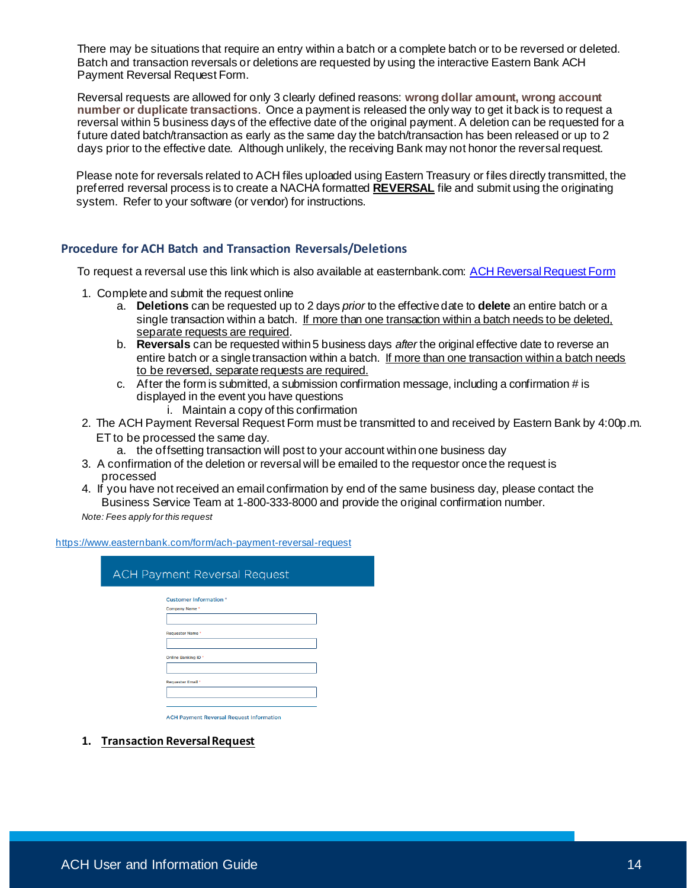There may be situations that require an entry within a batch or a complete batch or to be reversed or deleted. Batch and transaction reversals or deletions are requested by using the interactive Eastern Bank ACH Payment Reversal Request Form.

Reversal requests are allowed for only 3 clearly defined reasons: **wrong dollar amount, wrong account number or duplicate transactions**. Once a payment is released the only way to get it back is to request a reversal within 5 business days of the effective date of the original payment. A deletion can be requested for a future dated batch/transaction as early as the same day the batch/transaction has been released or up to 2 days prior to the effective date. Although unlikely, the receiving Bank may not honor the reversal request.

Please note for reversals related to ACH files uploaded using Eastern Treasury or files directly transmitted, the preferred reversal process is to create a NACHA formatted **REVERSAL** file and submit using the originating system. Refer to your software (or vendor) for instructions.

## Procedure for ACH Batch and Transaction Reversals/Deletions

To request a reversal use this link which is also available at easternbank.com: [ACH Reversal Request Form](https://www.easternbank.com/form/ach-payment-reversal-request)

1. Complete and submit the request online
   a. **Deletions** can be requested up to 2 days *prior* to the effective date to **delete** an entire batch or a single transaction within a batch. If more than one transaction within a batch needs to be deleted, separate requests are required.
   b. **Reversals** can be requested within 5 business days *after* the original effective date to reverse an entire batch or a single transaction within a batch. If more than one transaction within a batch needs to be reversed, separate requests are required.
   c. After the form is submitted, a submission confirmation message, including a confirmation # is displayed in the event you have questions
      i. Maintain a copy of this confirmation
2. The ACH Payment Reversal Request Form must be transmitted to and received by Eastern Bank by 4:00p.m. ET to be processed the same day.
   a. the offsetting transaction will post to your account within one business day
3. A confirmation of the deletion or reversal will be emailed to the requestor once the request is processed
4. If you have not received an email confirmation by end of the same business day, please contact the Business Service Team at 1-800-333-8000 and provide the original confirmation number.

*Note: Fees apply for this request*

https://www.easternbank.com/form/ach-payment-reversal-request

ACH Payment Reversal Request

Customer Information *

Company Name *

Requester Name *

Online Banking ID *

Requester Email *

ACH Payment Reversal Request Information

1. **Transaction Reversal Request**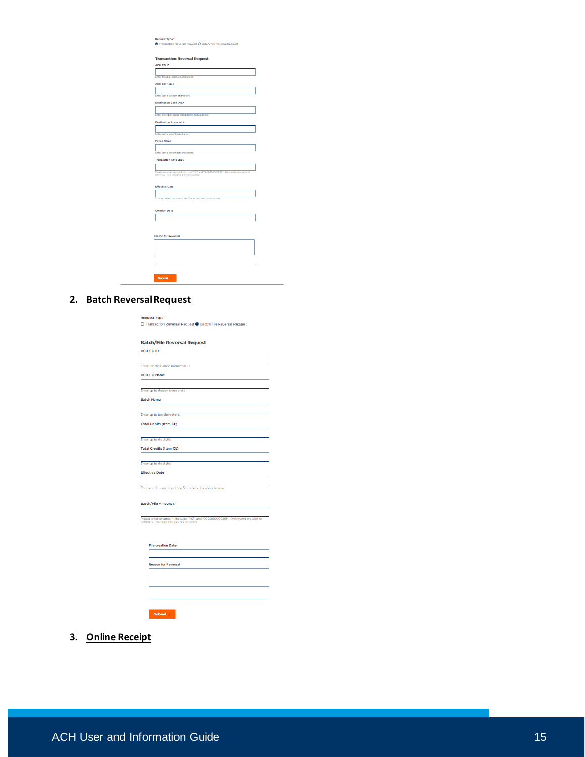Request Type *

◉ Transaction Reversal Request ○ Batch/File Reversal Request

**Transaction Reversal Request**

ACH CO ID

Enter ten digit alpha numerical ID

ACH CO Name

Enter up to sixteen characters

Destination Bank ABA

Enter nine digit Destination Bank ABA number.

Destination Account #

Enter up to seventeen digits.

Payee Name

Enter up to seventeen characters.

Transaction Amount $

Please enter an amount between ".01" and "9999999999.99". Only numbers with no commas. Two decimal points required.

Effective Date

Choose a date no more than 5 business days prior to now.

Creation Date

Reason for Reversal

Submit

## 2. Batch Reversal Request

Request Type *

○ Transaction Reversal Request ◉ Batch/File Reversal Request

**Batch/File Reversal Request**

ACH CO ID

Enter ten digit alpha numerical ID

ACH CO Name

Enter up to sixteen characters.

Batch Name

Enter up to ten characters.

Total Debits (Item Ct)

Enter up to six digits.

Total Credits (Item Ct)

Enter up to six digits.

Effective Date

Choose a date no more than 5 business days prior to now.

Batch/File Amount $

Please enter an amount between ".01" and "9999999999.99". Only numbers with no commas. Two decimal points required.

File creation Date

Reason for Reversal

Submit

## 3. Online Receipt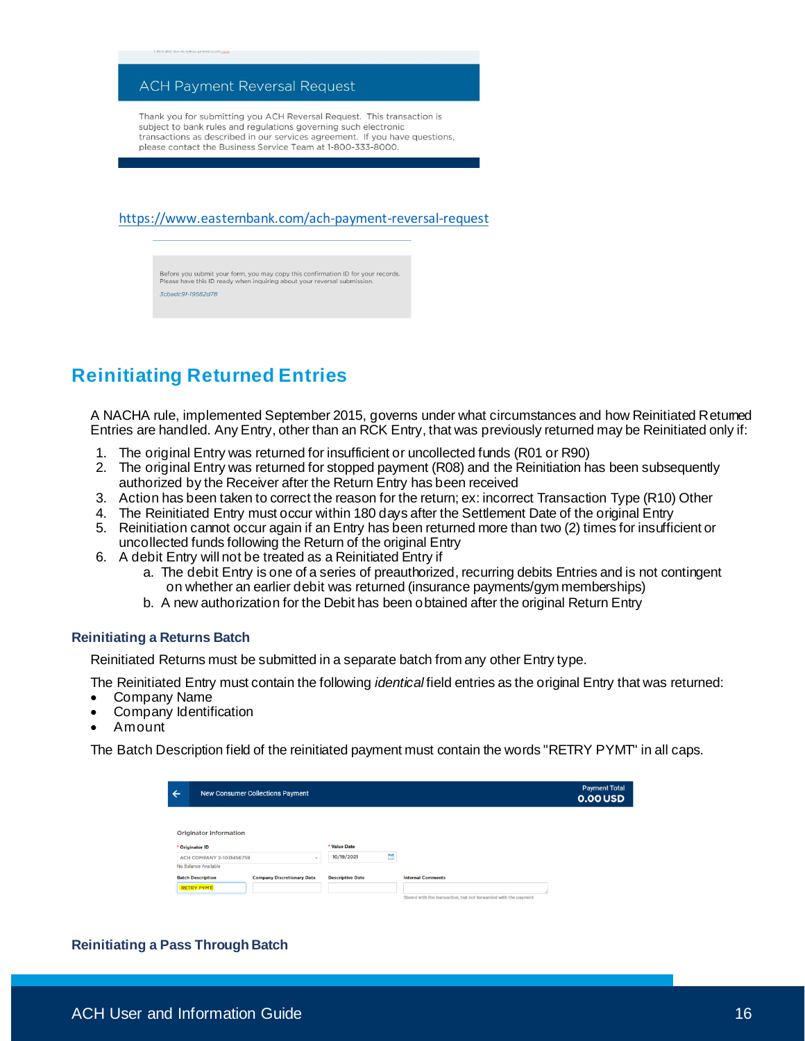ACH Payment Reversal Request

Thank you for submitting you ACH Reversal Request. This transaction is subject to bank rules and regulations governing such electronic transactions as described in our services agreement. If you have questions, please contact the Business Service Team at 1-800-333-8000.

https://www.easternbank.com/ach-payment-reversal-request

Before you submit your form, you may copy this confirmation ID for your records. Please have this ID ready when inquiring about your reversal submission.

3cbadc91-19582d78

## Reinitiating Returned Entries

A NACHA rule, implemented September 2015, governs under what circumstances and how Reinitiated Returned Entries are handled. Any Entry, other than an RCK Entry, that was previously returned may be Reinitiated only if:

1. The original Entry was returned for insufficient or uncollected funds (R01 or R90)
2. The original Entry was returned for stopped payment (R08) and the Reinitiation has been subsequently authorized by the Receiver after the Return Entry has been received
3. Action has been taken to correct the reason for the return; ex: incorrect Transaction Type (R10) Other
4. The Reinitiated Entry must occur within 180 days after the Settlement Date of the original Entry
5. Reinitiation cannot occur again if an Entry has been returned more than two (2) times for insufficient or uncollected funds following the Return of the original Entry
6. A debit Entry will not be treated as a Reinitiated Entry if
   a. The debit Entry is one of a series of preauthorized, recurring debits Entries and is not contingent on whether an earlier debit was returned (insurance payments/gym memberships)
   b. A new authorization for the Debit has been obtained after the original Return Entry

### Reinitiating a Returns Batch

Reinitiated Returns must be submitted in a separate batch from any other Entry type.

The Reinitiated Entry must contain the following *identical* field entries as the original Entry that was returned:

- Company Name
- Company Identification
- Amount

The Batch Description field of the reinitiated payment must contain the words "RETRY PYMT" in all caps.

New Consumer Collections Payment — Payment Total 0.00 USD

Originator Information

| * Originator ID | * Value Date | | |
|---|---|---|---|
| ACH COMPANY 2-1031456759 (No Balance Available) | 10/19/2021 | | |
| **Batch Description** | **Company Discretionary Data** | **Descriptive Date** | **Internal Comments** |
| RETRY PYMT | | | Stored with the transaction, but not forwarded with the payment |

### Reinitiating a Pass Through Batch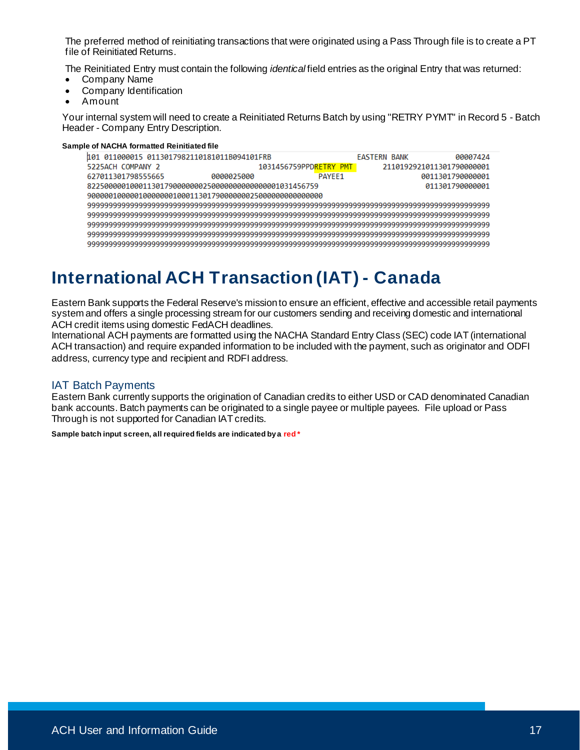The preferred method of reinitiating transactions that were originated using a Pass Through file is to create a PT file of Reinitiated Returns.

The Reinitiated Entry must contain the following *identical* field entries as the original Entry that was returned:

- Company Name
- Company Identification
- Amount

Your internal system will need to create a Reinitiated Returns Batch by using "RETRY PYMT" in Record 5 - Batch Header - Company Entry Description.

**Sample of NACHA formatted Reinitiated file**

```
101 011000015 0113017982110181011B094101FRB                     EASTERN BANK            00007424
5225ACH COMPANY 2                          1031456759PPDRETRY PMT          2110192921011301790000001
627011301798555665          0000025000              PAYEE1                         0011301790000001
82250000010001130179000000025000000000000001031456759                              011301790000001
9000001000001000000100011301790000000250000000000000000
9999999999999999999999999999999999999999999999999999999999999999999999999999999999999999999999
9999999999999999999999999999999999999999999999999999999999999999999999999999999999999999999999
9999999999999999999999999999999999999999999999999999999999999999999999999999999999999999999999
9999999999999999999999999999999999999999999999999999999999999999999999999999999999999999999999
9999999999999999999999999999999999999999999999999999999999999999999999999999999999999999999999
```

# International ACH Transaction (IAT) - Canada

Eastern Bank supports the Federal Reserve's mission to ensure an efficient, effective and accessible retail payments system and offers a single processing stream for our customers sending and receiving domestic and international ACH credit items using domestic FedACH deadlines.
International ACH payments are formatted using the NACHA Standard Entry Class (SEC) code IAT (international ACH transaction) and require expanded information to be included with the payment, such as originator and ODFI address, currency type and recipient and RDFI address.

## IAT Batch Payments

Eastern Bank currently supports the origination of Canadian credits to either USD or CAD denominated Canadian bank accounts. Batch payments can be originated to a single payee or multiple payees. File upload or Pass Through is not supported for Canadian IAT credits.

**Sample batch input screen, all required fields are indicated by a red \***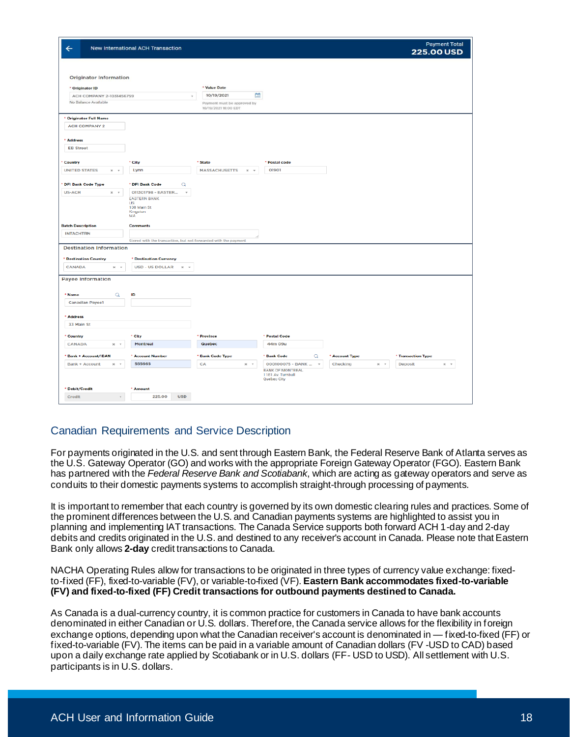| ← | New International ACH Transaction | Payment Total 225.00 USD |
|---|---|---|

**Originator Information**

| Field | Value |
|---|---|
| * Originator ID | ACH COMPANY 2-1031456759 (No Balance Available) |
| * Value Date | 10/19/2021 (Payment must be approved by 10/19/2021 18:00 EDT) |
| * Originator Full Name | ACH COMPANY 2 |
| * Address | EB Street |
| * Country | UNITED STATES |
| * City | Lynn |
| * State | MASSACHUSETTS |
| * Postal code | 01901 |
| * DFI Bank Code Type | US-ACH |
| * DFI Bank Code | 011301798 - EASTER... (EASTERN BANK, US, 108 Main St, Kingston, MA) |
| Batch Description | INTACHTRN |
| Comments | (Stored with the transaction, but not forwarded with the payment) |

**Destination Information**

| Field | Value |
|---|---|
| * Destination Country | CANADA |
| * Destination Currency | USD - US DOLLAR |

**Payee Information**

| Field | Value |
|---|---|
| * Name | Canadian Payee1 |
| ID | |
| * Address | 33 Main St |
| * Country | CANADA |
| * City | Montreal |
| * Province | Quebec |
| * Postal Code | 44m 09u |
| * Bank + Account/IBAN | Bank + Account |
| * Account Number | 555665 |
| * Bank Code Type | CA |
| * Bank Code | 000100075 - BANK ... (BANK OF MONTREAL, 1181 Av. Turnbull, Quebec City) |
| * Account Type | Checking |
| * Transaction Type | Deposit |
| * Debit/Credit | Credit |
| * Amount | 225.00 USD |

## Canadian Requirements and Service Description

For payments originated in the U.S. and sent through Eastern Bank, the Federal Reserve Bank of Atlanta serves as the U.S. Gateway Operator (GO) and works with the appropriate Foreign Gateway Operator (FGO). Eastern Bank has partnered with the *Federal Reserve Bank and Scotiabank*, which are acting as gateway operators and serve as conduits to their domestic payments systems to accomplish straight-through processing of payments.

It is important to remember that each country is governed by its own domestic clearing rules and practices. Some of the prominent differences between the U.S. and Canadian payments systems are highlighted to assist you in planning and implementing IAT transactions. The Canada Service supports both forward ACH 1-day and 2-day debits and credits originated in the U.S. and destined to any receiver's account in Canada. Please note that Eastern Bank only allows **2-day** credit transactions to Canada.

NACHA Operating Rules allow for transactions to be originated in three types of currency value exchange: fixed-to-fixed (FF), fixed-to-variable (FV), or variable-to-fixed (VF). **Eastern Bank accommodates fixed-to-variable (FV) and fixed-to-fixed (FF) Credit transactions for outbound payments destined to Canada.**

As Canada is a dual-currency country, it is common practice for customers in Canada to have bank accounts denominated in either Canadian or U.S. dollars. Therefore, the Canada service allows for the flexibility in foreign exchange options, depending upon what the Canadian receiver's account is denominated in — fixed-to-fixed (FF) or fixed-to-variable (FV). The items can be paid in a variable amount of Canadian dollars (FV -USD to CAD) based upon a daily exchange rate applied by Scotiabank or in U.S. dollars (FF- USD to USD). All settlement with U.S. participants is in U.S. dollars.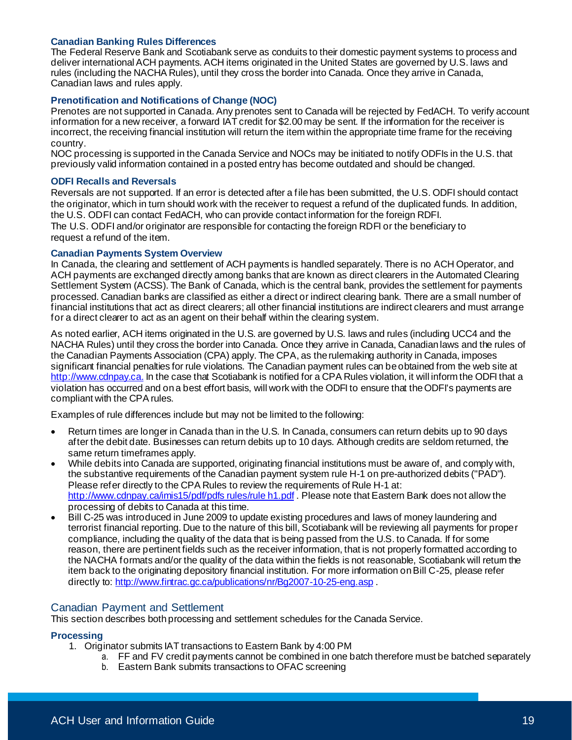### Canadian Banking Rules Differences

The Federal Reserve Bank and Scotiabank serve as conduits to their domestic payment systems to process and deliver international ACH payments. ACH items originated in the United States are governed by U.S. laws and rules (including the NACHA Rules), until they cross the border into Canada. Once they arrive in Canada, Canadian laws and rules apply.

### Prenotification and Notifications of Change (NOC)

Prenotes are not supported in Canada. Any prenotes sent to Canada will be rejected by FedACH. To verify account information for a new receiver, a forward IAT credit for $2.00 may be sent. If the information for the receiver is incorrect, the receiving financial institution will return the item within the appropriate time frame for the receiving country.

NOC processing is supported in the Canada Service and NOCs may be initiated to notify ODFIs in the U.S. that previously valid information contained in a posted entry has become outdated and should be changed.

### ODFI Recalls and Reversals

Reversals are not supported. If an error is detected after a file has been submitted, the U.S. ODFI should contact the originator, which in turn should work with the receiver to request a refund of the duplicated funds. In addition, the U.S. ODFI can contact FedACH, who can provide contact information for the foreign RDFI.

The U.S. ODFI and/or originator are responsible for contacting the foreign RDFI or the beneficiary to request a refund of the item.

### Canadian Payments System Overview

In Canada, the clearing and settlement of ACH payments is handled separately. There is no ACH Operator, and ACH payments are exchanged directly among banks that are known as direct clearers in the Automated Clearing Settlement System (ACSS). The Bank of Canada, which is the central bank, provides the settlement for payments processed. Canadian banks are classified as either a direct or indirect clearing bank. There are a small number of financial institutions that act as direct clearers; all other financial institutions are indirect clearers and must arrange for a direct clearer to act as an agent on their behalf within the clearing system.

As noted earlier, ACH items originated in the U.S. are governed by U.S. laws and rules (including UCC4 and the NACHA Rules) until they cross the border into Canada. Once they arrive in Canada, Canadian laws and the rules of the Canadian Payments Association (CPA) apply. The CPA, as the rulemaking authority in Canada, imposes significant financial penalties for rule violations. The Canadian payment rules can be obtained from the web site at http://www.cdnpay.ca. In the case that Scotiabank is notified for a CPA Rules violation, it will inform the ODFI that a violation has occurred and on a best effort basis, will work with the ODFI to ensure that the ODFI's payments are compliant with the CPA rules.

Examples of rule differences include but may not be limited to the following:

- Return times are longer in Canada than in the U.S. In Canada, consumers can return debits up to 90 days after the debit date. Businesses can return debits up to 10 days. Although credits are seldom returned, the same return timeframes apply.
- While debits into Canada are supported, originating financial institutions must be aware of, and comply with, the substantive requirements of the Canadian payment system rule H-1 on pre-authorized debits ("PAD"). Please refer directly to the CPA Rules to review the requirements of Rule H-1 at: http://www.cdnpay.ca/imis15/pdf/pdfs rules/rule h1.pdf . Please note that Eastern Bank does not allow the processing of debits to Canada at this time.
- Bill C-25 was introduced in June 2009 to update existing procedures and laws of money laundering and terrorist financial reporting. Due to the nature of this bill, Scotiabank will be reviewing all payments for proper compliance, including the quality of the data that is being passed from the U.S. to Canada. If for some reason, there are pertinent fields such as the receiver information, that is not properly formatted according to the NACHA formats and/or the quality of the data within the fields is not reasonable, Scotiabank will return the item back to the originating depository financial institution. For more information on Bill C-25, please refer directly to: http://www.fintrac.gc.ca/publications/nr/Bg2007-10-25-eng.asp .

## Canadian Payment and Settlement

This section describes both processing and settlement schedules for the Canada Service.

### Processing

1. Originator submits IAT transactions to Eastern Bank by 4:00 PM
   a. FF and FV credit payments cannot be combined in one batch therefore must be batched separately
   b. Eastern Bank submits transactions to OFAC screening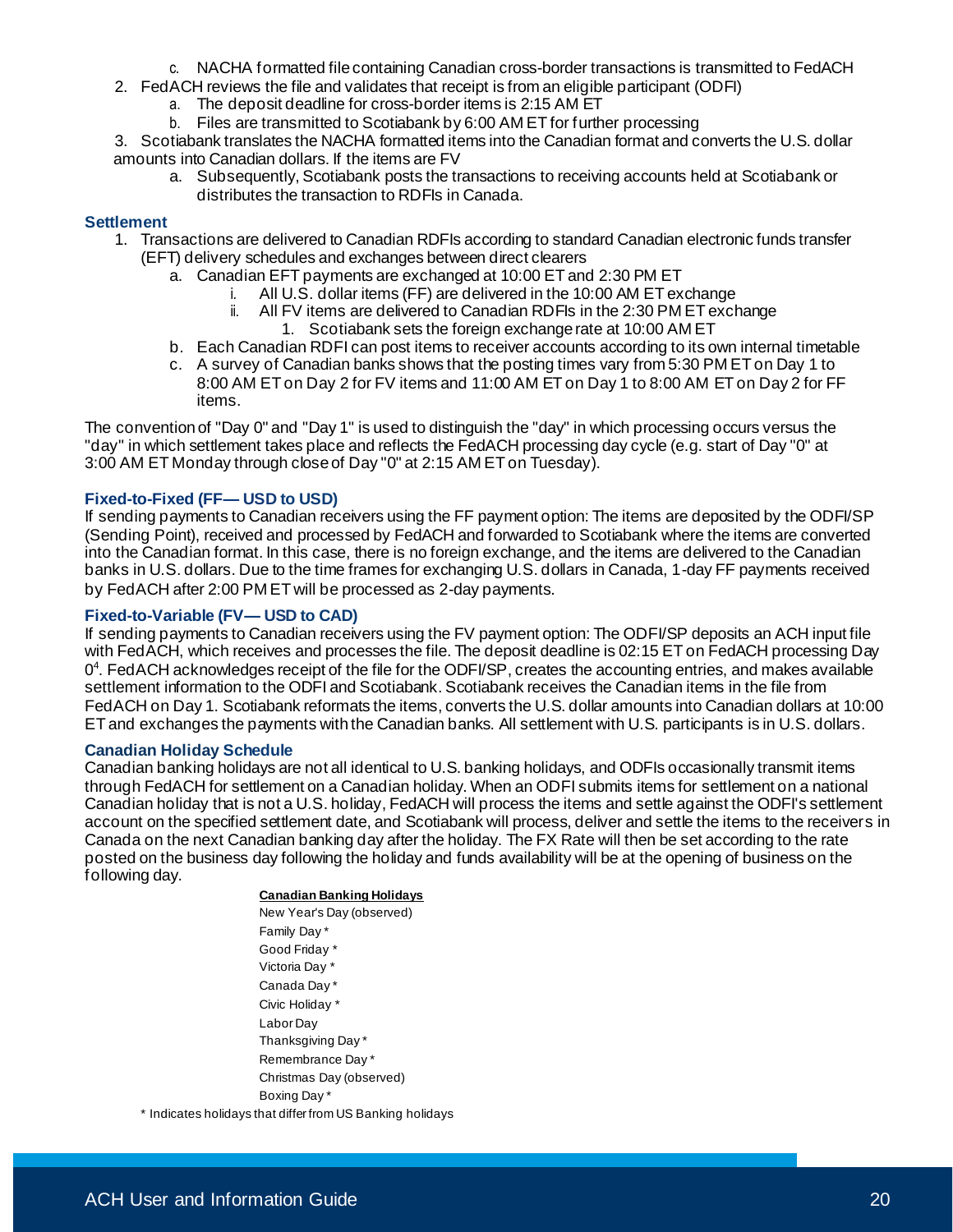c. NACHA formatted file containing Canadian cross-border transactions is transmitted to FedACH
2. FedACH reviews the file and validates that receipt is from an eligible participant (ODFI)
   a. The deposit deadline for cross-border items is 2:15 AM ET
   b. Files are transmitted to Scotiabank by 6:00 AM ET for further processing
3. Scotiabank translates the NACHA formatted items into the Canadian format and converts the U.S. dollar amounts into Canadian dollars. If the items are FV
   a. Subsequently, Scotiabank posts the transactions to receiving accounts held at Scotiabank or distributes the transaction to RDFIs in Canada.

### Settlement

1. Transactions are delivered to Canadian RDFIs according to standard Canadian electronic funds transfer (EFT) delivery schedules and exchanges between direct clearers
   a. Canadian EFT payments are exchanged at 10:00 ET and 2:30 PM ET
      i. All U.S. dollar items (FF) are delivered in the 10:00 AM ET exchange
      ii. All FV items are delivered to Canadian RDFIs in the 2:30 PM ET exchange
         1. Scotiabank sets the foreign exchange rate at 10:00 AM ET
   b. Each Canadian RDFI can post items to receiver accounts according to its own internal timetable
   c. A survey of Canadian banks shows that the posting times vary from 5:30 PM ET on Day 1 to 8:00 AM ET on Day 2 for FV items and 11:00 AM ET on Day 1 to 8:00 AM ET on Day 2 for FF items.

The convention of "Day 0" and "Day 1" is used to distinguish the "day" in which processing occurs versus the "day" in which settlement takes place and reflects the FedACH processing day cycle (e.g. start of Day "0" at 3:00 AM ET Monday through close of Day "0" at 2:15 AM ET on Tuesday).

### Fixed-to-Fixed (FF— USD to USD)

If sending payments to Canadian receivers using the FF payment option: The items are deposited by the ODFI/SP (Sending Point), received and processed by FedACH and forwarded to Scotiabank where the items are converted into the Canadian format. In this case, there is no foreign exchange, and the items are delivered to the Canadian banks in U.S. dollars. Due to the time frames for exchanging U.S. dollars in Canada, 1-day FF payments received by FedACH after 2:00 PM ET will be processed as 2-day payments.

### Fixed-to-Variable (FV— USD to CAD)

If sending payments to Canadian receivers using the FV payment option: The ODFI/SP deposits an ACH input file with FedACH, which receives and processes the file. The deposit deadline is 02:15 ET on FedACH processing Day 0[4]. FedACH acknowledges receipt of the file for the ODFI/SP, creates the accounting entries, and makes available settlement information to the ODFI and Scotiabank. Scotiabank receives the Canadian items in the file from FedACH on Day 1. Scotiabank reformats the items, converts the U.S. dollar amounts into Canadian dollars at 10:00 ET and exchanges the payments with the Canadian banks. All settlement with U.S. participants is in U.S. dollars.

### Canadian Holiday Schedule

Canadian banking holidays are not all identical to U.S. banking holidays, and ODFIs occasionally transmit items through FedACH for settlement on a Canadian holiday. When an ODFI submits items for settlement on a national Canadian holiday that is not a U.S. holiday, FedACH will process the items and settle against the ODFI's settlement account on the specified settlement date, and Scotiabank will process, deliver and settle the items to the receivers in Canada on the next Canadian banking day after the holiday. The FX Rate will then be set according to the rate posted on the business day following the holiday and funds availability will be at the opening of business on the following day.

**Canadian Banking Holidays**

New Year's Day (observed)
Family Day *
Good Friday *
Victoria Day *
Canada Day *
Civic Holiday *
Labor Day
Thanksgiving Day *
Remembrance Day *
Christmas Day (observed)
Boxing Day *

* Indicates holidays that differ from US Banking holidays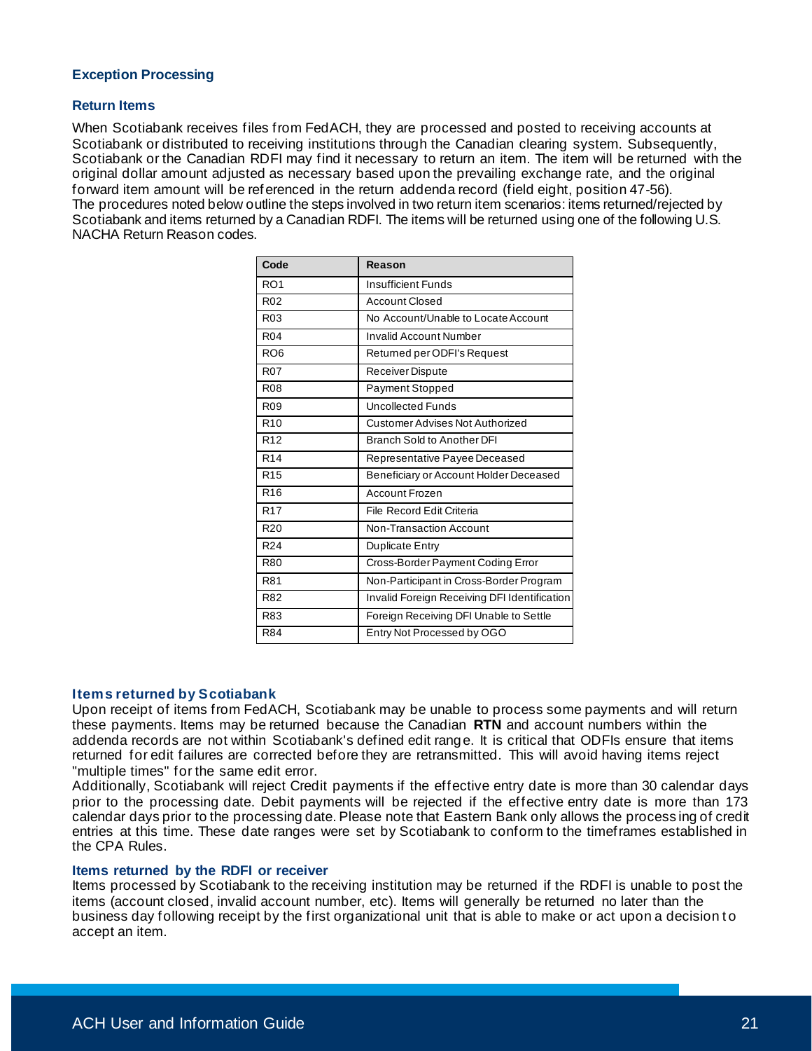## Exception Processing

### Return Items

When Scotiabank receives files from FedACH, they are processed and posted to receiving accounts at Scotiabank or distributed to receiving institutions through the Canadian clearing system. Subsequently, Scotiabank or the Canadian RDFI may find it necessary to return an item. The item will be returned with the original dollar amount adjusted as necessary based upon the prevailing exchange rate, and the original forward item amount will be referenced in the return addenda record (field eight, position 47-56).
The procedures noted below outline the steps involved in two return item scenarios: items returned/rejected by Scotiabank and items returned by a Canadian RDFI. The items will be returned using one of the following U.S. NACHA Return Reason codes.

| Code | Reason |
|---|---|
| RO1 | Insufficient Funds |
| R02 | Account Closed |
| R03 | No Account/Unable to Locate Account |
| R04 | Invalid Account Number |
| RO6 | Returned per ODFI's Request |
| R07 | Receiver Dispute |
| R08 | Payment Stopped |
| R09 | Uncollected Funds |
| R10 | Customer Advises Not Authorized |
| R12 | Branch Sold to Another DFI |
| R14 | Representative Payee Deceased |
| R15 | Beneficiary or Account Holder Deceased |
| R16 | Account Frozen |
| R17 | File Record Edit Criteria |
| R20 | Non-Transaction Account |
| R24 | Duplicate Entry |
| R80 | Cross-Border Payment Coding Error |
| R81 | Non-Participant in Cross-Border Program |
| R82 | Invalid Foreign Receiving DFI Identification |
| R83 | Foreign Receiving DFI Unable to Settle |
| R84 | Entry Not Processed by OGO |

### Items returned by Scotiabank

Upon receipt of items from FedACH, Scotiabank may be unable to process some payments and will return these payments. Items may be returned because the Canadian **RTN** and account numbers within the addenda records are not within Scotiabank's defined edit range. It is critical that ODFIs ensure that items returned for edit failures are corrected before they are retransmitted. This will avoid having items reject "multiple times" for the same edit error.
Additionally, Scotiabank will reject Credit payments if the effective entry date is more than 30 calendar days prior to the processing date. Debit payments will be rejected if the effective entry date is more than 173 calendar days prior to the processing date. Please note that Eastern Bank only allows the processing of credit entries at this time. These date ranges were set by Scotiabank to conform to the timeframes established in the CPA Rules.

### Items returned by the RDFI or receiver

Items processed by Scotiabank to the receiving institution may be returned if the RDFI is unable to post the items (account closed, invalid account number, etc). Items will generally be returned no later than the business day following receipt by the first organizational unit that is able to make or act upon a decision to accept an item.